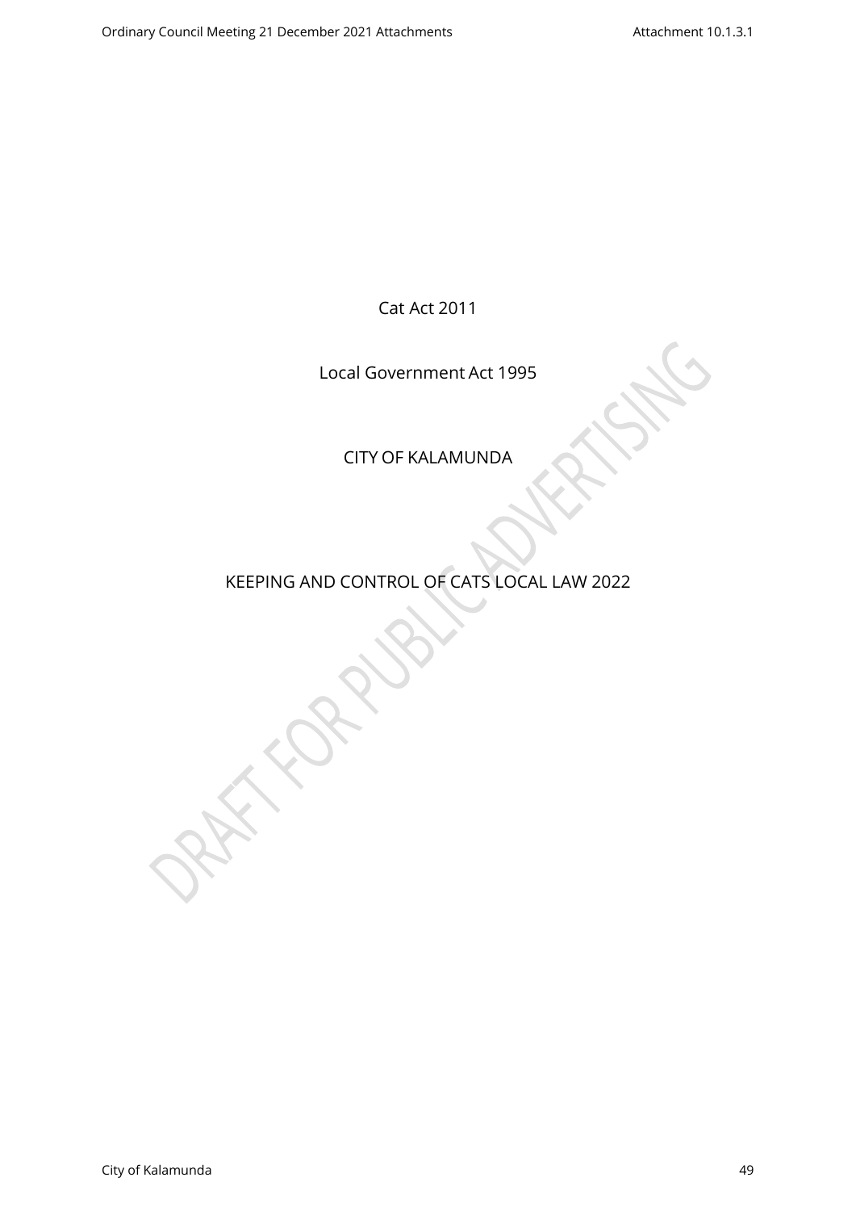Cat Act 2011

Local Government Act 1995

CITY OF KALAMUNDA

# KEEPING AND CONTROL OF CATS LOCAL LAW 2022

DRAFT FOR PUBLIC ADVERTISING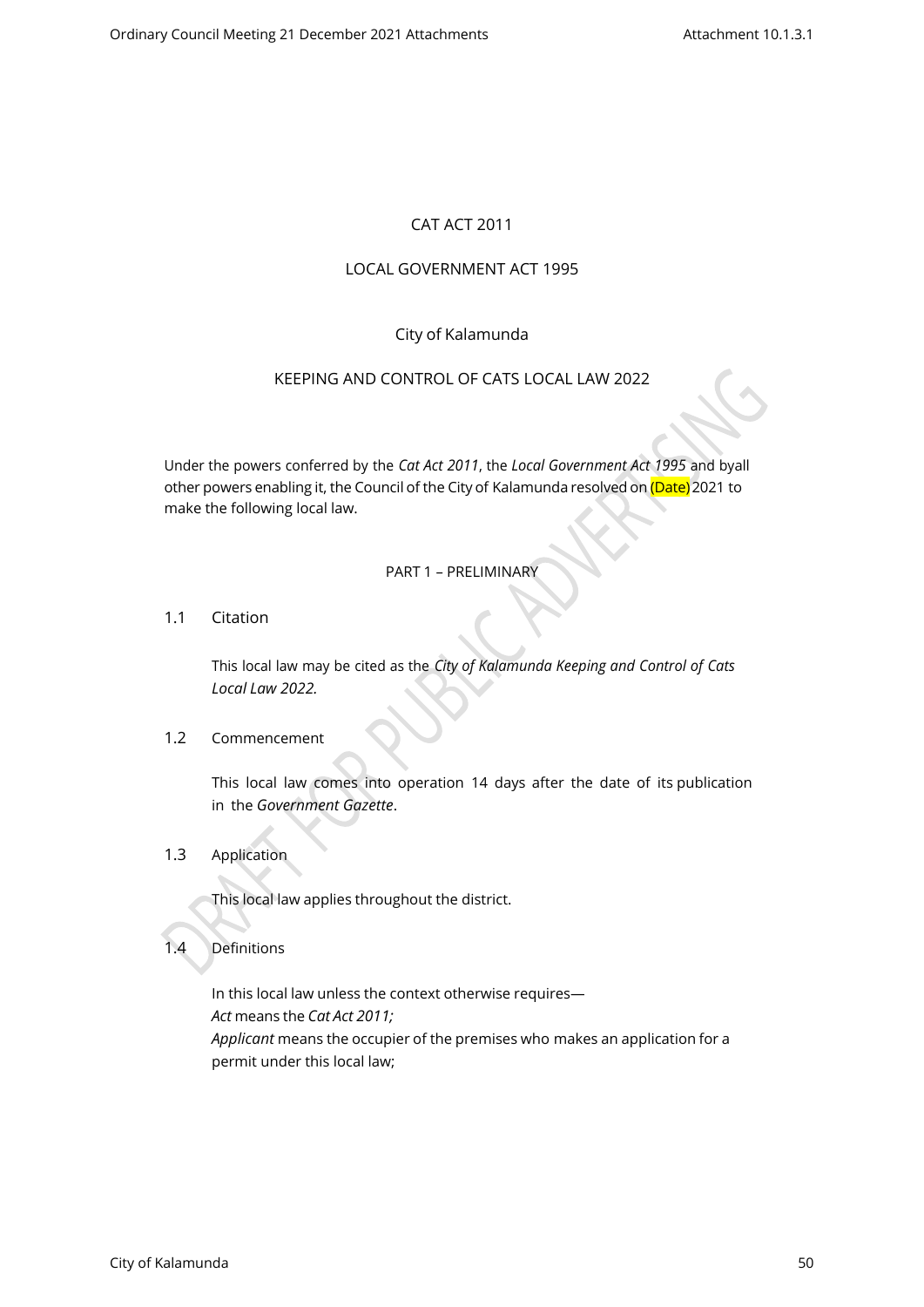CAT ACT 2011

LOCAL GOVERNMENT ACT 1995

City of Kalamunda

# KEEPING AND CONTROL OF CATS LOCAL LAW 2022

Under the powers conferred by the *Cat Act 2011*, the *Local Government Act 1995* and byall other powers enabling it, the Council of the City of Kalamunda resolved on (Date) 2021 to make the following local law.

## PART 1 – PRELIMINARY

### 1.1 Citation

This local law may be cited as the *City of Kalamunda Keeping and Control of Cats Local Law 2022.*

### 1.2 Commencement

This local law comes into operation 14 days after the date of its publication in the *Government Gazette*.

### 1.3 Application

This local law applies throughout the district.

### 1.4 Definitions

In this local law unless the context otherwise requires—

*Act* means the *Cat Act 2011;*

*Applicant* means the occupier of the premises who makes an application for a permit under this local law;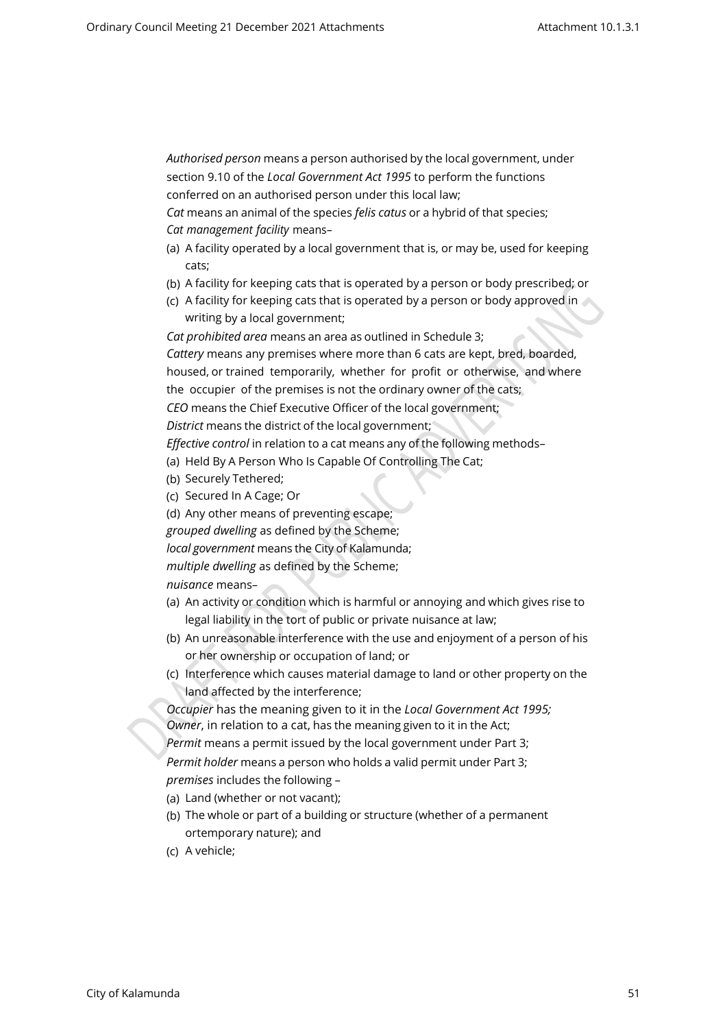*Authorised person* means a person authorised by the local government, under section 9.10 of the *Local Government Act 1995* to perform the functions conferred on an authorised person under this local law;

*Cat* means an animal of the species *felis catus* or a hybrid of that species;

*Cat management facility* means–

(a) A facility operated by a local government that is, or may be, used for keeping cats;

(b) A facility for keeping cats that is operated by a person or body prescribed; or

(c) A facility for keeping cats that is operated by a person or body approved in writing by a local government;

*Cat prohibited area* means an area as outlined in Schedule 3;

*Cattery* means any premises where more than 6 cats are kept, bred, boarded, housed, or trained temporarily, whether for profit or otherwise, and where the occupier of the premises is not the ordinary owner of the cats;

*CEO* means the Chief Executive Officer of the local government;

*District* means the district of the local government;

*Effective control* in relation to a cat means any of the following methods–

(a) Held By A Person Who Is Capable Of Controlling The Cat;

(b) Securely Tethered;

(c) Secured In A Cage; Or

(d) Any other means of preventing escape;

*grouped dwelling* as defined by the Scheme;

*local government* means the City of Kalamunda;

*multiple dwelling* as defined by the Scheme;

*nuisance* means–

(a) An activity or condition which is harmful or annoying and which gives rise to legal liability in the tort of public or private nuisance at law;

(b) An unreasonable interference with the use and enjoyment of a person of his or her ownership or occupation of land; or

(c) Interference which causes material damage to land or other property on the land affected by the interference;

*Occupier* has the meaning given to it in the *Local Government Act 1995;*

*Owner*, in relation to a cat, has the meaning given to it in the Act;

*Permit* means a permit issued by the local government under Part 3;

*Permit holder* means a person who holds a valid permit under Part 3;

*premises* includes the following –

(a) Land (whether or not vacant);

(b) The whole or part of a building or structure (whether of a permanent ortemporary nature); and

(c) A vehicle;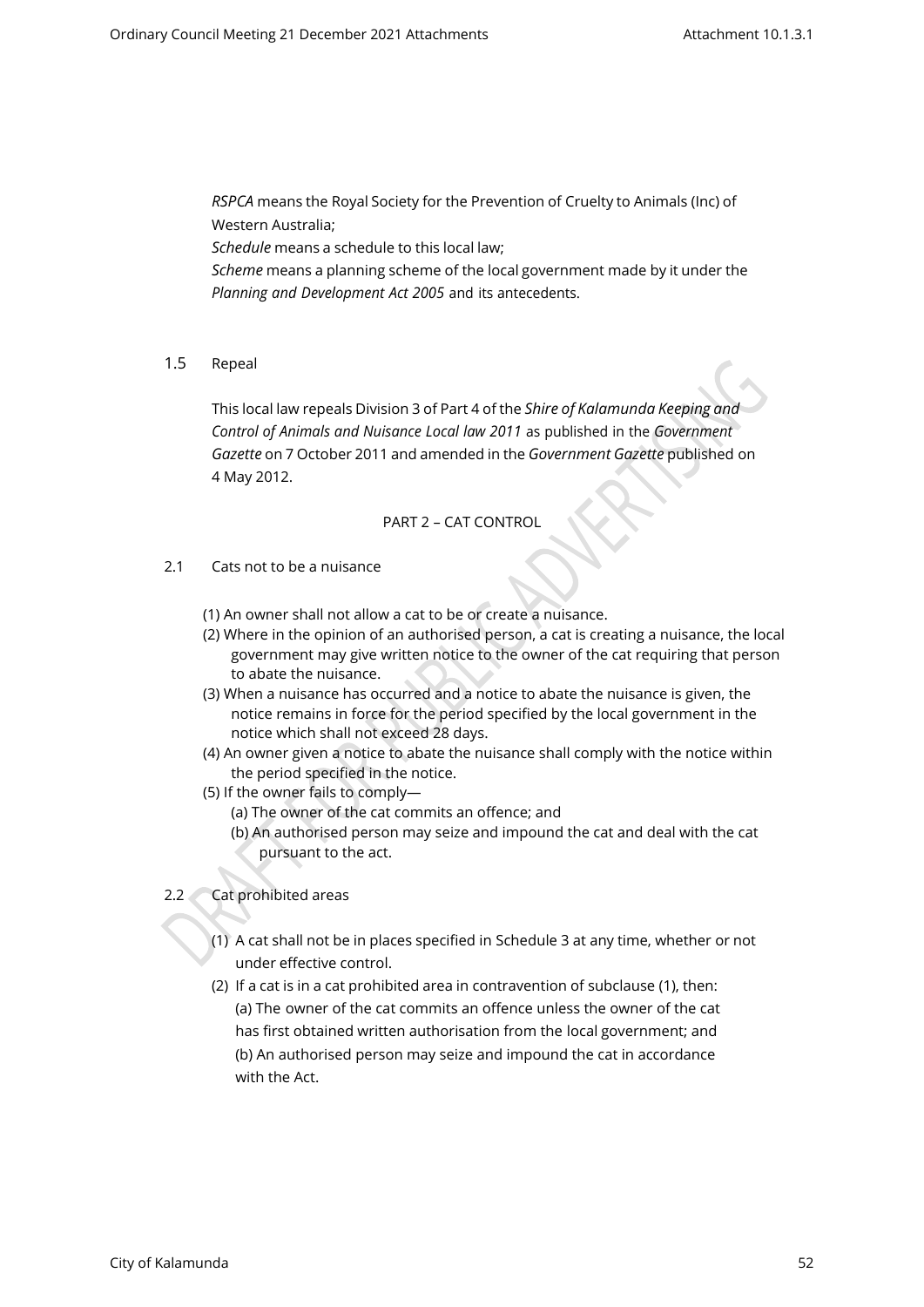*RSPCA* means the Royal Society for the Prevention of Cruelty to Animals (Inc) of Western Australia;

*Schedule* means a schedule to this local law;

*Scheme* means a planning scheme of the local government made by it under the *Planning and Development Act 2005* and its antecedents.

## 1.5 Repeal

This local law repeals Division 3 of Part 4 of the *Shire of Kalamunda Keeping and Control of Animals and Nuisance Local law 2011* as published in the *Government Gazette* on 7 October 2011 and amended in the *Government Gazette* published on 4 May 2012.

# PART 2 – CAT CONTROL

## 2.1 Cats not to be a nuisance

(1) An owner shall not allow a cat to be or create a nuisance.

(2) Where in the opinion of an authorised person, a cat is creating a nuisance, the local government may give written notice to the owner of the cat requiring that person to abate the nuisance.

(3) When a nuisance has occurred and a notice to abate the nuisance is given, the notice remains in force for the period specified by the local government in the notice which shall not exceed 28 days.

(4) An owner given a notice to abate the nuisance shall comply with the notice within the period specified in the notice.

(5) If the owner fails to comply—

(a) The owner of the cat commits an offence; and

(b) An authorised person may seize and impound the cat and deal with the cat pursuant to the act.

## 2.2 Cat prohibited areas

(1) A cat shall not be in places specified in Schedule 3 at any time, whether or not under effective control.

(2) If a cat is in a cat prohibited area in contravention of subclause (1), then:

(a) The owner of the cat commits an offence unless the owner of the cat has first obtained written authorisation from the local government; and

(b) An authorised person may seize and impound the cat in accordance with the Act.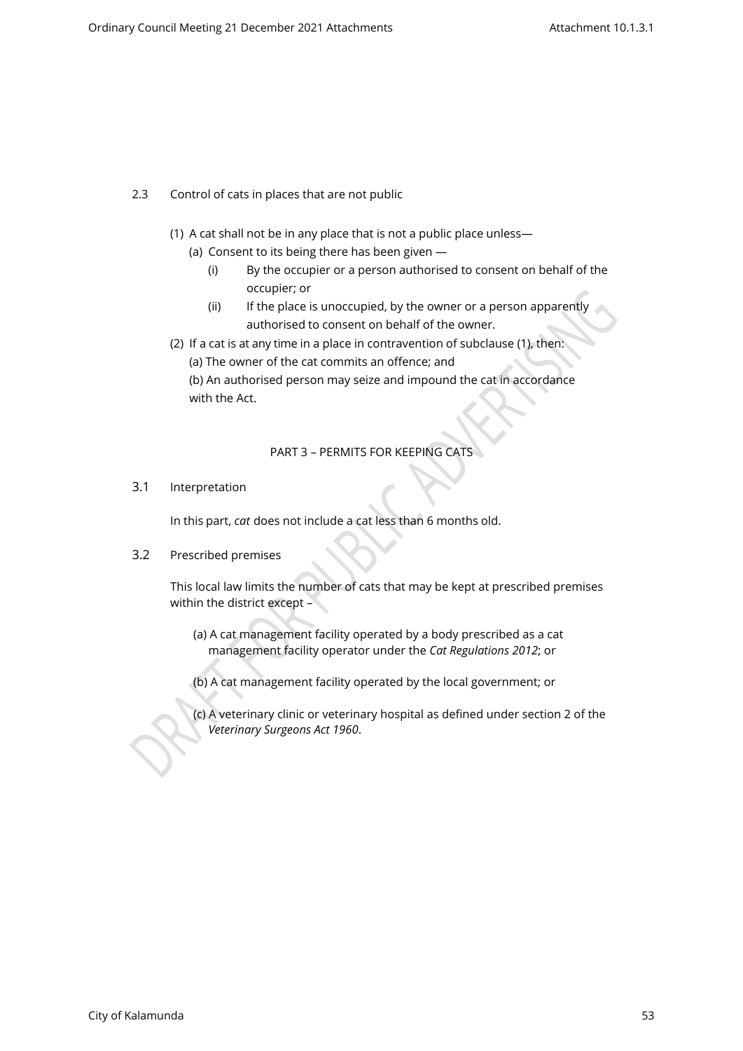2.3 Control of cats in places that are not public

(1) A cat shall not be in any place that is not a public place unless—

   (a) Consent to its being there has been given —

      (i) By the occupier or a person authorised to consent on behalf of the occupier; or

      (ii) If the place is unoccupied, by the owner or a person apparently authorised to consent on behalf of the owner.

(2) If a cat is at any time in a place in contravention of subclause (1), then:

   (a) The owner of the cat commits an offence; and

   (b) An authorised person may seize and impound the cat in accordance with the Act.

## PART 3 – PERMITS FOR KEEPING CATS

3.1 Interpretation

In this part, *cat* does not include a cat less than 6 months old.

3.2 Prescribed premises

This local law limits the number of cats that may be kept at prescribed premises within the district except –

(a) A cat management facility operated by a body prescribed as a cat management facility operator under the *Cat Regulations 2012*; or

(b) A cat management facility operated by the local government; or

(c) A veterinary clinic or veterinary hospital as defined under section 2 of the *Veterinary Surgeons Act 1960*.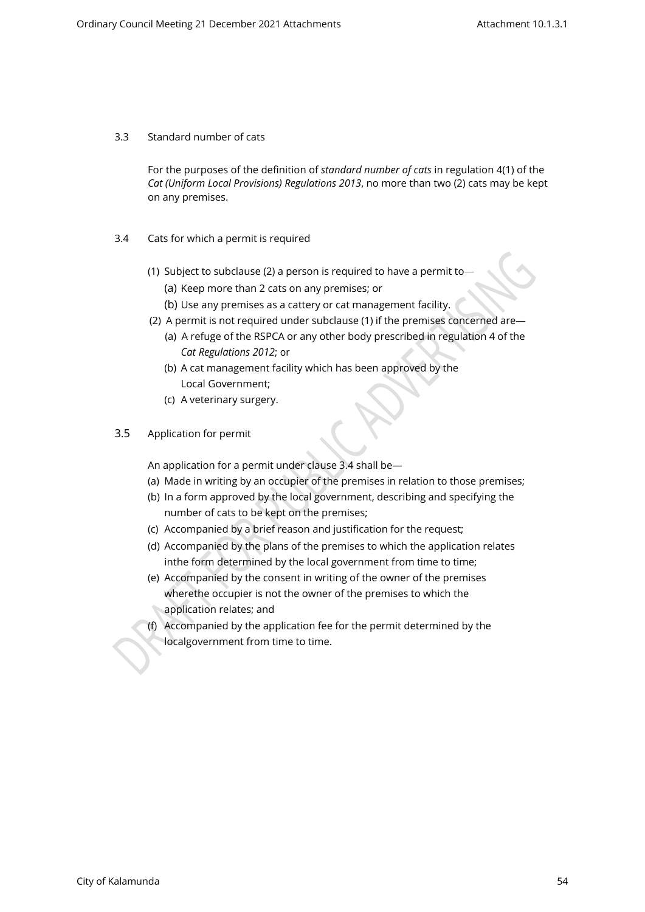### 3.3 Standard number of cats

For the purposes of the definition of *standard number of cats* in regulation 4(1) of the *Cat (Uniform Local Provisions) Regulations 2013*, no more than two (2) cats may be kept on any premises.

### 3.4 Cats for which a permit is required

(1) Subject to subclause (2) a person is required to have a permit to—

(a) Keep more than 2 cats on any premises; or

(b) Use any premises as a cattery or cat management facility.

(2) A permit is not required under subclause (1) if the premises concerned are—

(a) A refuge of the RSPCA or any other body prescribed in regulation 4 of the *Cat Regulations 2012*; or

(b) A cat management facility which has been approved by the Local Government;

(c) A veterinary surgery.

### 3.5 Application for permit

An application for a permit under clause 3.4 shall be—

(a) Made in writing by an occupier of the premises in relation to those premises;

(b) In a form approved by the local government, describing and specifying the number of cats to be kept on the premises;

(c) Accompanied by a brief reason and justification for the request;

(d) Accompanied by the plans of the premises to which the application relates inthe form determined by the local government from time to time;

(e) Accompanied by the consent in writing of the owner of the premises wherethe occupier is not the owner of the premises to which the application relates; and

(f) Accompanied by the application fee for the permit determined by the localgovernment from time to time.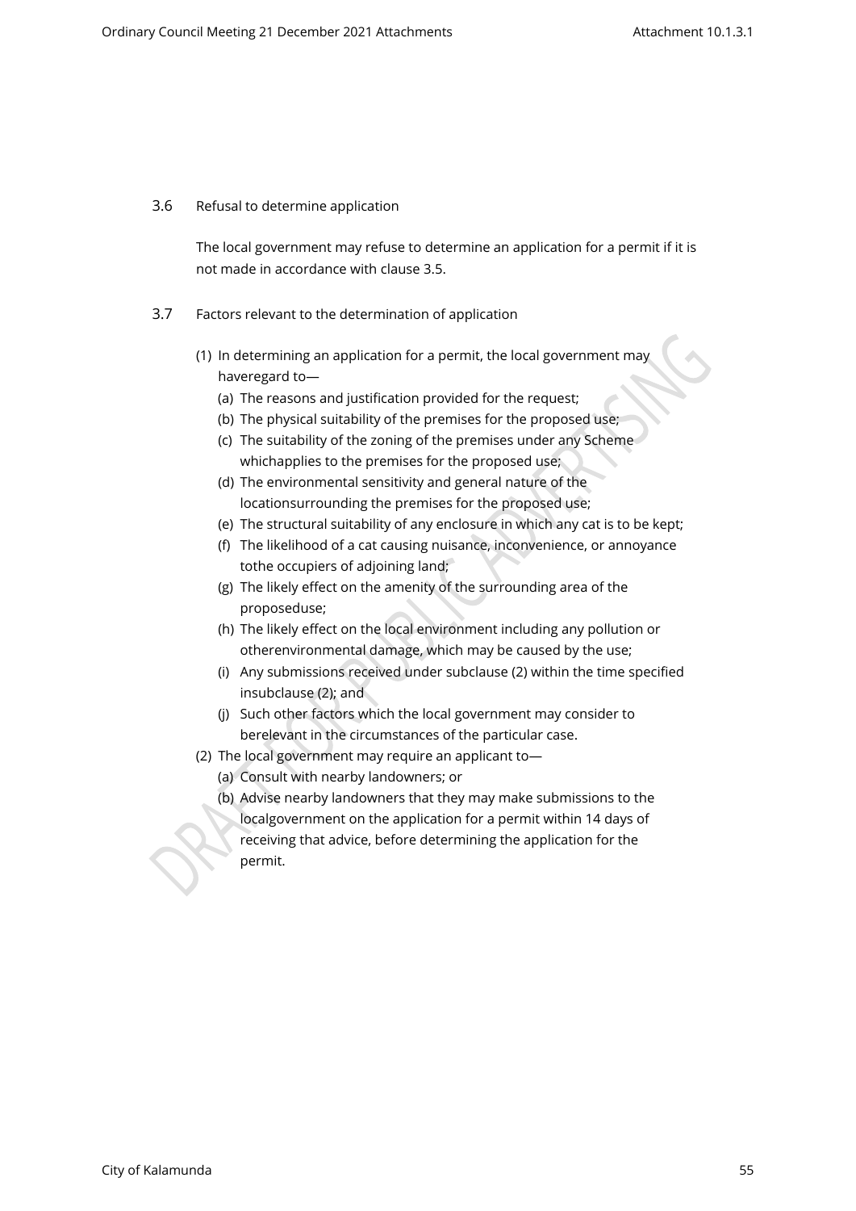### 3.6 Refusal to determine application

The local government may refuse to determine an application for a permit if it is not made in accordance with clause 3.5.

### 3.7 Factors relevant to the determination of application

(1) In determining an application for a permit, the local government may haveregard to—

(a) The reasons and justification provided for the request;

(b) The physical suitability of the premises for the proposed use;

(c) The suitability of the zoning of the premises under any Scheme whichapplies to the premises for the proposed use;

(d) The environmental sensitivity and general nature of the locationsurrounding the premises for the proposed use;

(e) The structural suitability of any enclosure in which any cat is to be kept;

(f) The likelihood of a cat causing nuisance, inconvenience, or annoyance tothe occupiers of adjoining land;

(g) The likely effect on the amenity of the surrounding area of the proposeduse;

(h) The likely effect on the local environment including any pollution or otherenvironmental damage, which may be caused by the use;

(i) Any submissions received under subclause (2) within the time specified insubclause (2); and

(j) Such other factors which the local government may consider to berelevant in the circumstances of the particular case.

(2) The local government may require an applicant to—

(a) Consult with nearby landowners; or

(b) Advise nearby landowners that they may make submissions to the localgovernment on the application for a permit within 14 days of receiving that advice, before determining the application for the permit.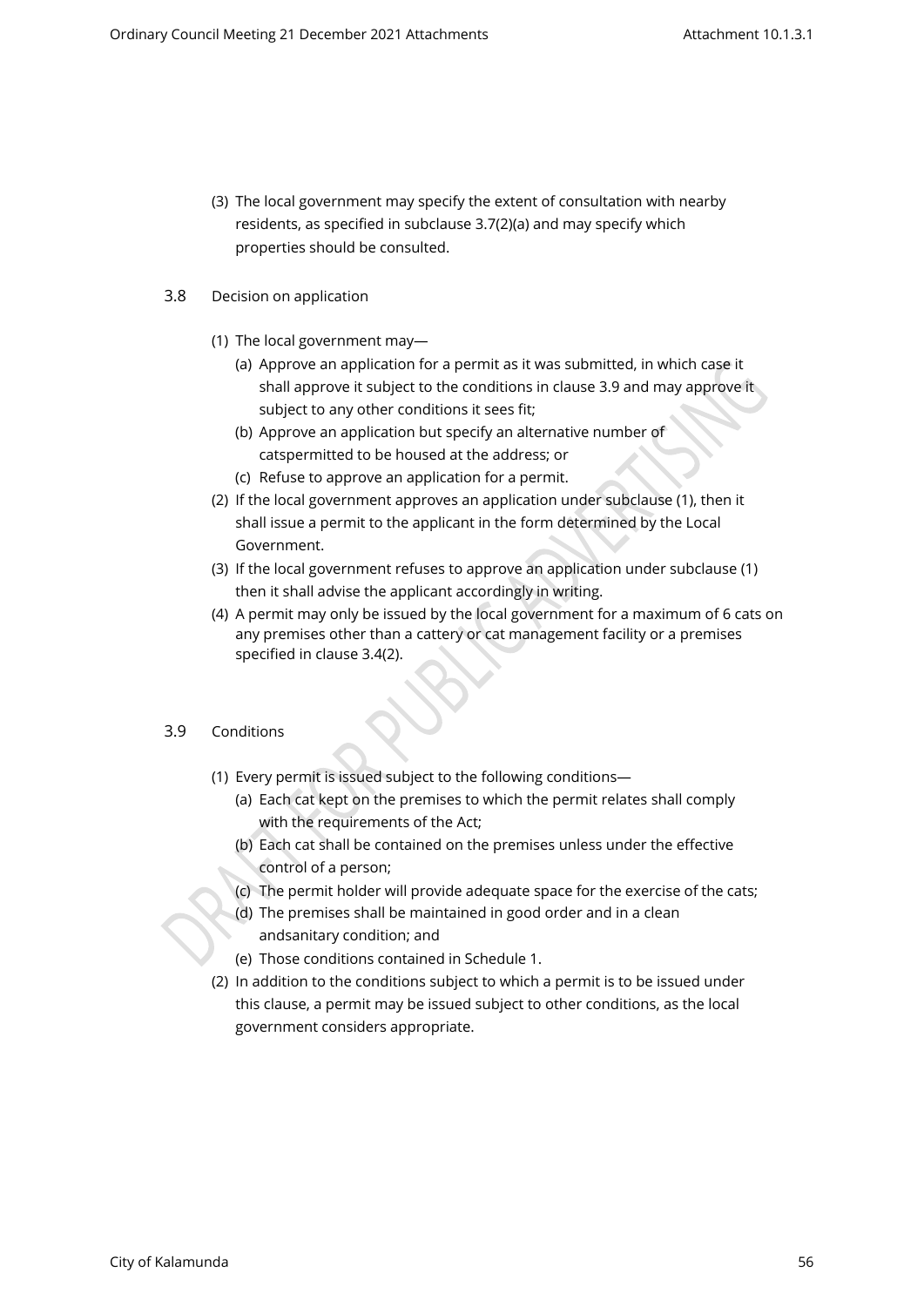(3) The local government may specify the extent of consultation with nearby residents, as specified in subclause 3.7(2)(a) and may specify which properties should be consulted.

### 3.8 Decision on application

(1) The local government may—

  (a) Approve an application for a permit as it was submitted, in which case it shall approve it subject to the conditions in clause 3.9 and may approve it subject to any other conditions it sees fit;

  (b) Approve an application but specify an alternative number of catspermitted to be housed at the address; or

  (c) Refuse to approve an application for a permit.

(2) If the local government approves an application under subclause (1), then it shall issue a permit to the applicant in the form determined by the Local Government.

(3) If the local government refuses to approve an application under subclause (1) then it shall advise the applicant accordingly in writing.

(4) A permit may only be issued by the local government for a maximum of 6 cats on any premises other than a cattery or cat management facility or a premises specified in clause 3.4(2).

### 3.9 Conditions

(1) Every permit is issued subject to the following conditions—

  (a) Each cat kept on the premises to which the permit relates shall comply with the requirements of the Act;

  (b) Each cat shall be contained on the premises unless under the effective control of a person;

  (c) The permit holder will provide adequate space for the exercise of the cats;

  (d) The premises shall be maintained in good order and in a clean andsanitary condition; and

  (e) Those conditions contained in Schedule 1.

(2) In addition to the conditions subject to which a permit is to be issued under this clause, a permit may be issued subject to other conditions, as the local government considers appropriate.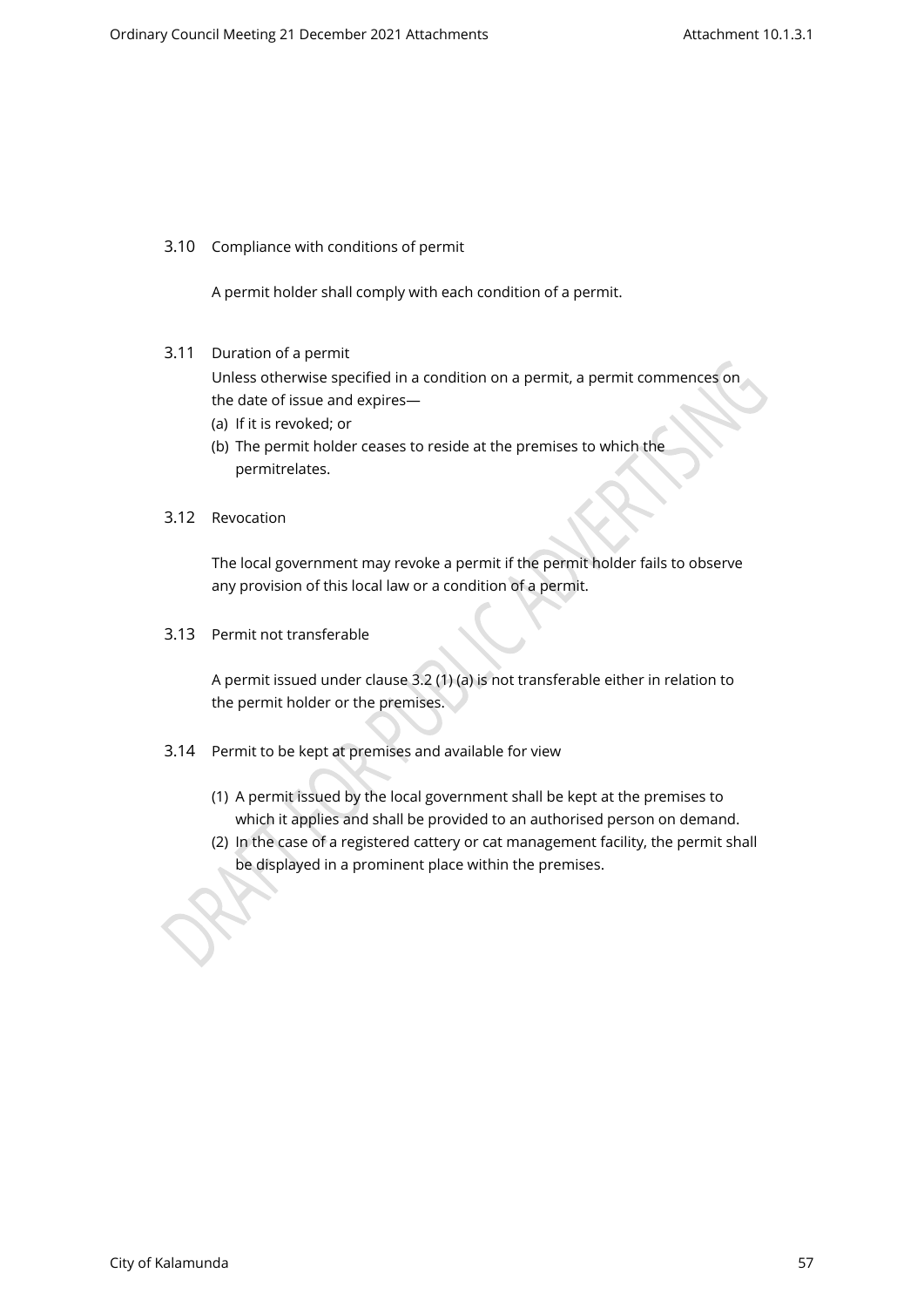### 3.10 Compliance with conditions of permit

A permit holder shall comply with each condition of a permit.

### 3.11 Duration of a permit

Unless otherwise specified in a condition on a permit, a permit commences on the date of issue and expires—

(a) If it is revoked; or

(b) The permit holder ceases to reside at the premises to which the permitrelates.

### 3.12 Revocation

The local government may revoke a permit if the permit holder fails to observe any provision of this local law or a condition of a permit.

### 3.13 Permit not transferable

A permit issued under clause 3.2 (1) (a) is not transferable either in relation to the permit holder or the premises.

### 3.14 Permit to be kept at premises and available for view

(1) A permit issued by the local government shall be kept at the premises to which it applies and shall be provided to an authorised person on demand.

(2) In the case of a registered cattery or cat management facility, the permit shall be displayed in a prominent place within the premises.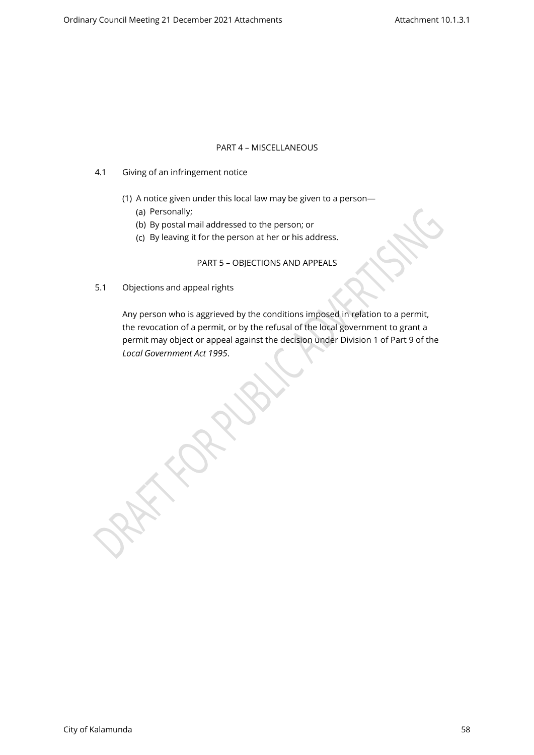## PART 4 – MISCELLANEOUS

4.1 Giving of an infringement notice

(1) A notice given under this local law may be given to a person—

(a) Personally;

(b) By postal mail addressed to the person; or

(c) By leaving it for the person at her or his address.

## PART 5 – OBJECTIONS AND APPEALS

5.1 Objections and appeal rights

Any person who is aggrieved by the conditions imposed in relation to a permit, the revocation of a permit, or by the refusal of the local government to grant a permit may object or appeal against the decision under Division 1 of Part 9 of the *Local Government Act 1995*.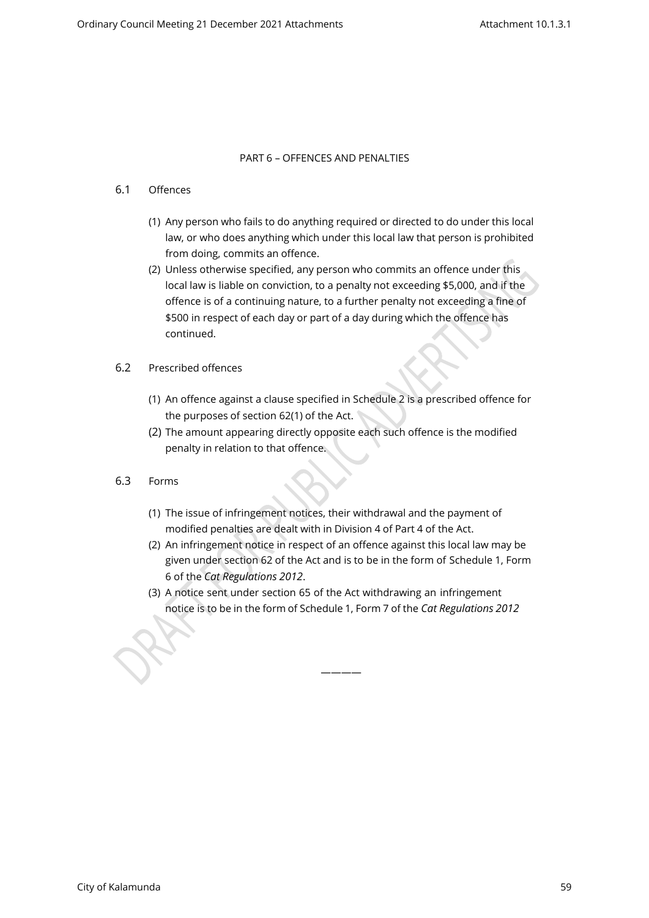## PART 6 – OFFENCES AND PENALTIES

### 6.1 Offences

(1) Any person who fails to do anything required or directed to do under this local law, or who does anything which under this local law that person is prohibited from doing, commits an offence.

(2) Unless otherwise specified, any person who commits an offence under this local law is liable on conviction, to a penalty not exceeding $5,000, and if the offence is of a continuing nature, to a further penalty not exceeding a fine of $500 in respect of each day or part of a day during which the offence has continued.

### 6.2 Prescribed offences

(1) An offence against a clause specified in Schedule 2 is a prescribed offence for the purposes of section 62(1) of the Act.

(2) The amount appearing directly opposite each such offence is the modified penalty in relation to that offence.

### 6.3 Forms

(1) The issue of infringement notices, their withdrawal and the payment of modified penalties are dealt with in Division 4 of Part 4 of the Act.

(2) An infringement notice in respect of an offence against this local law may be given under section 62 of the Act and is to be in the form of Schedule 1, Form 6 of the *Cat Regulations 2012*.

(3) A notice sent under section 65 of the Act withdrawing an infringement notice is to be in the form of Schedule 1, Form 7 of the *Cat Regulations 2012*

————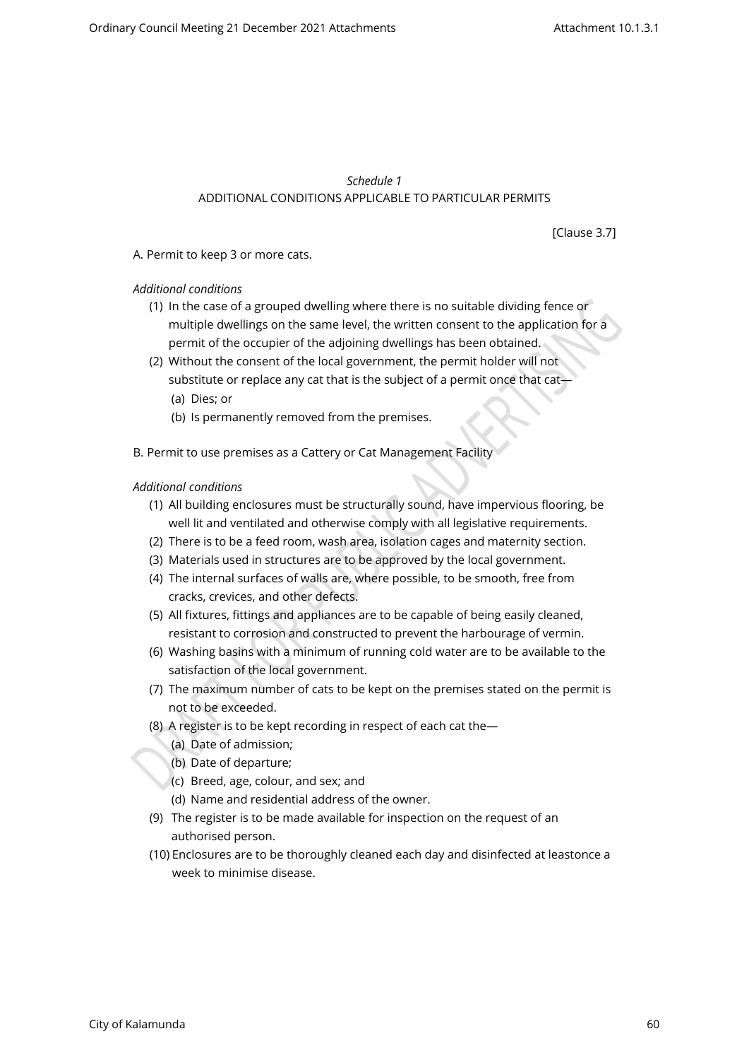*Schedule 1*

ADDITIONAL CONDITIONS APPLICABLE TO PARTICULAR PERMITS

[Clause 3.7]

A. Permit to keep 3 or more cats.

*Additional conditions*

(1) In the case of a grouped dwelling where there is no suitable dividing fence or multiple dwellings on the same level, the written consent to the application for a permit of the occupier of the adjoining dwellings has been obtained.

(2) Without the consent of the local government, the permit holder will not substitute or replace any cat that is the subject of a permit once that cat—

(a) Dies; or

(b) Is permanently removed from the premises.

B. Permit to use premises as a Cattery or Cat Management Facility

*Additional conditions*

(1) All building enclosures must be structurally sound, have impervious flooring, be well lit and ventilated and otherwise comply with all legislative requirements.

(2) There is to be a feed room, wash area, isolation cages and maternity section.

(3) Materials used in structures are to be approved by the local government.

(4) The internal surfaces of walls are, where possible, to be smooth, free from cracks, crevices, and other defects.

(5) All fixtures, fittings and appliances are to be capable of being easily cleaned, resistant to corrosion and constructed to prevent the harbourage of vermin.

(6) Washing basins with a minimum of running cold water are to be available to the satisfaction of the local government.

(7) The maximum number of cats to be kept on the premises stated on the permit is not to be exceeded.

(8) A register is to be kept recording in respect of each cat the—

(a) Date of admission;

(b) Date of departure;

(c) Breed, age, colour, and sex; and

(d) Name and residential address of the owner.

(9) The register is to be made available for inspection on the request of an authorised person.

(10) Enclosures are to be thoroughly cleaned each day and disinfected at leastonce a week to minimise disease.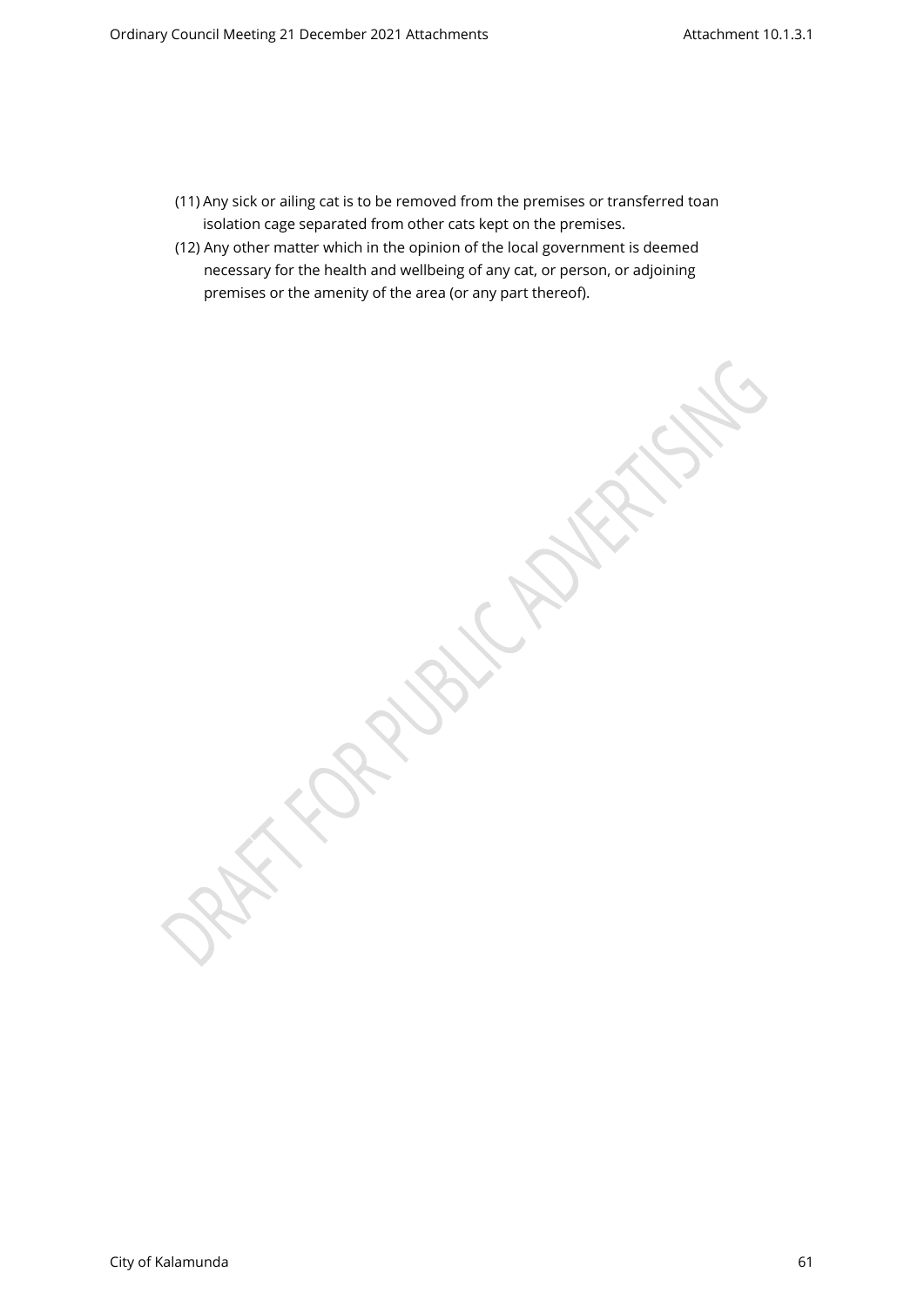(11) Any sick or ailing cat is to be removed from the premises or transferred toan isolation cage separated from other cats kept on the premises.

(12) Any other matter which in the opinion of the local government is deemed necessary for the health and wellbeing of any cat, or person, or adjoining premises or the amenity of the area (or any part thereof).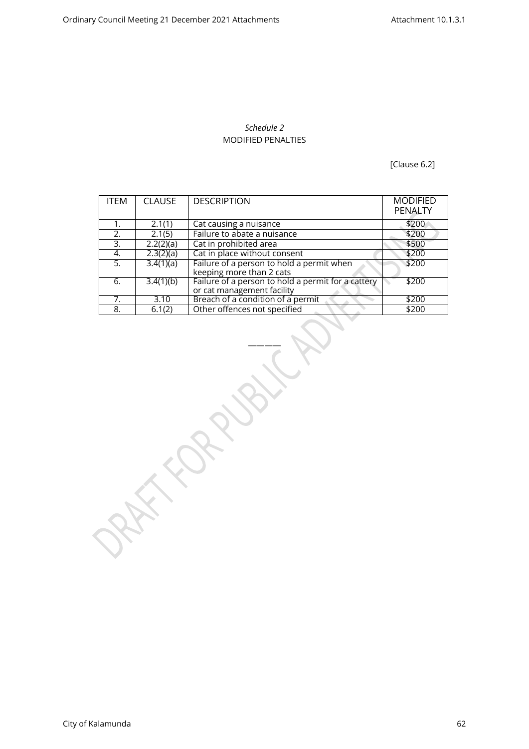*Schedule 2*

MODIFIED PENALTIES

[Clause 6.2]

| ITEM | CLAUSE | DESCRIPTION | MODIFIED PENALTY |
|---|---|---|---|
| 1. | 2.1(1) | Cat causing a nuisance | $200 |
| 2. | 2.1(5) | Failure to abate a nuisance | $200 |
| 3. | 2.2(2)(a) | Cat in prohibited area | $500 |
| 4. | 2.3(2)(a) | Cat in place without consent | $200 |
| 5. | 3.4(1)(a) | Failure of a person to hold a permit when keeping more than 2 cats | $200 |
| 6. | 3.4(1)(b) | Failure of a person to hold a permit for a cattery or cat management facility | $200 |
| 7. | 3.10 | Breach of a condition of a permit | $200 |
| 8. | 6.1(2) | Other offences not specified | $200 |

————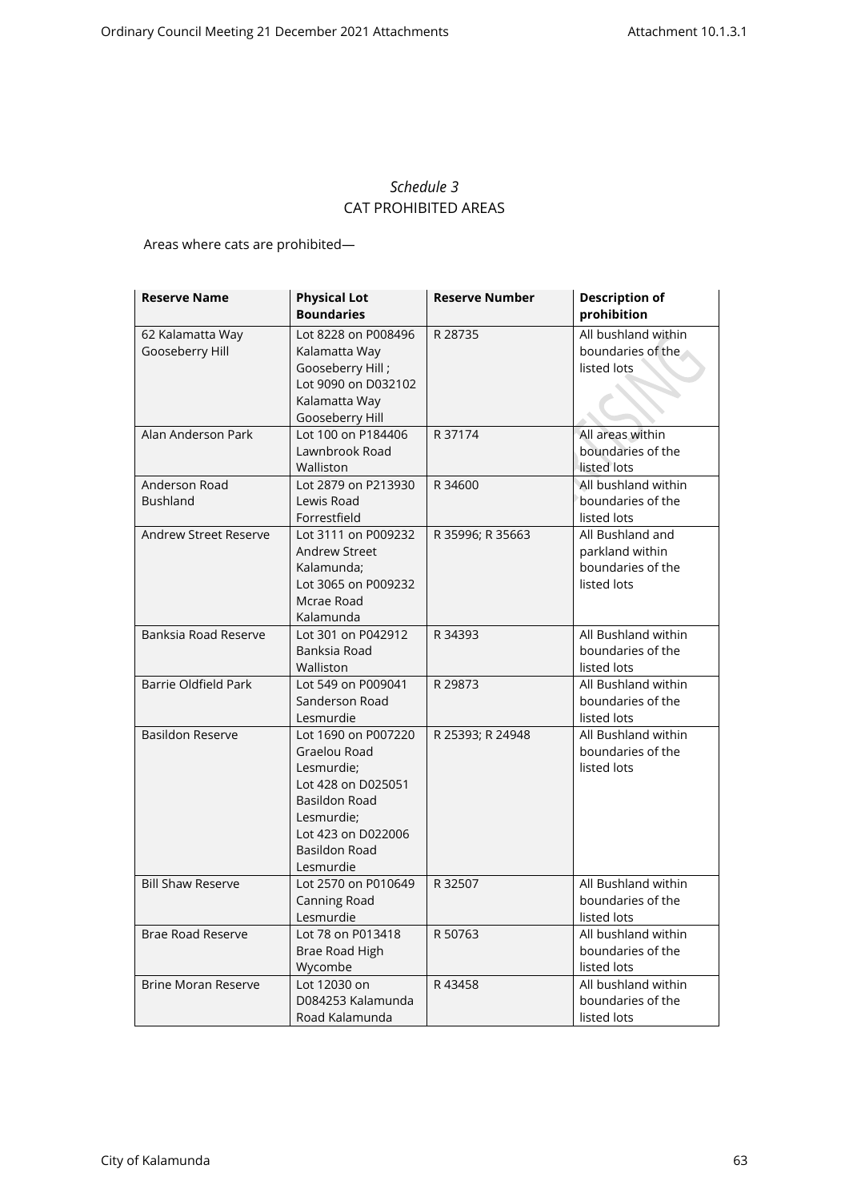*Schedule 3*
CAT PROHIBITED AREAS

Areas where cats are prohibited—

| Reserve Name | Physical Lot Boundaries | Reserve Number | Description of prohibition |
|---|---|---|---|
| 62 Kalamatta Way Gooseberry Hill | Lot 8228 on P008496 Kalamatta Way Gooseberry Hill ; Lot 9090 on D032102 Kalamatta Way Gooseberry Hill | R 28735 | All bushland within boundaries of the listed lots |
| Alan Anderson Park | Lot 100 on P184406 Lawnbrook Road Walliston | R 37174 | All areas within boundaries of the listed lots |
| Anderson Road Bushland | Lot 2879 on P213930 Lewis Road Forrestfield | R 34600 | All bushland within boundaries of the listed lots |
| Andrew Street Reserve | Lot 3111 on P009232 Andrew Street Kalamunda; Lot 3065 on P009232 Mcrae Road Kalamunda | R 35996; R 35663 | All Bushland and parkland within boundaries of the listed lots |
| Banksia Road Reserve | Lot 301 on P042912 Banksia Road Walliston | R 34393 | All Bushland within boundaries of the listed lots |
| Barrie Oldfield Park | Lot 549 on P009041 Sanderson Road Lesmurdie | R 29873 | All Bushland within boundaries of the listed lots |
| Basildon Reserve | Lot 1690 on P007220 Graelou Road Lesmurdie; Lot 428 on D025051 Basildon Road Lesmurdie; Lot 423 on D022006 Basildon Road Lesmurdie | R 25393; R 24948 | All Bushland within boundaries of the listed lots |
| Bill Shaw Reserve | Lot 2570 on P010649 Canning Road Lesmurdie | R 32507 | All Bushland within boundaries of the listed lots |
| Brae Road Reserve | Lot 78 on P013418 Brae Road High Wycombe | R 50763 | All bushland within boundaries of the listed lots |
| Brine Moran Reserve | Lot 12030 on D084253 Kalamunda Road Kalamunda | R 43458 | All bushland within boundaries of the listed lots |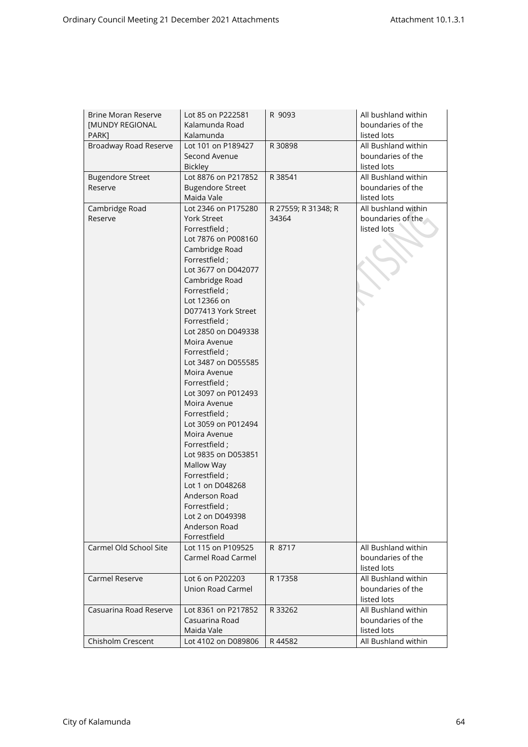| Brine Moran Reserve [MUNDY REGIONAL PARK] | Lot 85 on P222581 Kalamunda Road Kalamunda | R 9093 | All bushland within boundaries of the listed lots |
|---|---|---|---|
| Broadway Road Reserve | Lot 101 on P189427 Second Avenue Bickley | R 30898 | All Bushland within boundaries of the listed lots |
| Bugendore Street Reserve | Lot 8876 on P217852 Bugendore Street Maida Vale | R 38541 | All Bushland within boundaries of the listed lots |
| Cambridge Road Reserve | Lot 2346 on P175280 York Street Forrestfield ; Lot 7876 on P008160 Cambridge Road Forrestfield ; Lot 3677 on D042077 Cambridge Road Forrestfield ; Lot 12366 on D077413 York Street Forrestfield ; Lot 2850 on D049338 Moira Avenue Forrestfield ; Lot 3487 on D055585 Moira Avenue Forrestfield ; Lot 3097 on P012493 Moira Avenue Forrestfield ; Lot 3059 on P012494 Moira Avenue Forrestfield ; Lot 9835 on D053851 Mallow Way Forrestfield ; Lot 1 on D048268 Anderson Road Forrestfield ; Lot 2 on D049398 Anderson Road Forrestfield | R 27559; R 31348; R 34364 | All bushland within boundaries of the listed lots |
| Carmel Old School Site | Lot 115 on P109525 Carmel Road Carmel | R 8717 | All Bushland within boundaries of the listed lots |
| Carmel Reserve | Lot 6 on P202203 Union Road Carmel | R 17358 | All Bushland within boundaries of the listed lots |
| Casuarina Road Reserve | Lot 8361 on P217852 Casuarina Road Maida Vale | R 33262 | All Bushland within boundaries of the listed lots |
| Chisholm Crescent | Lot 4102 on D089806 | R 44582 | All Bushland within |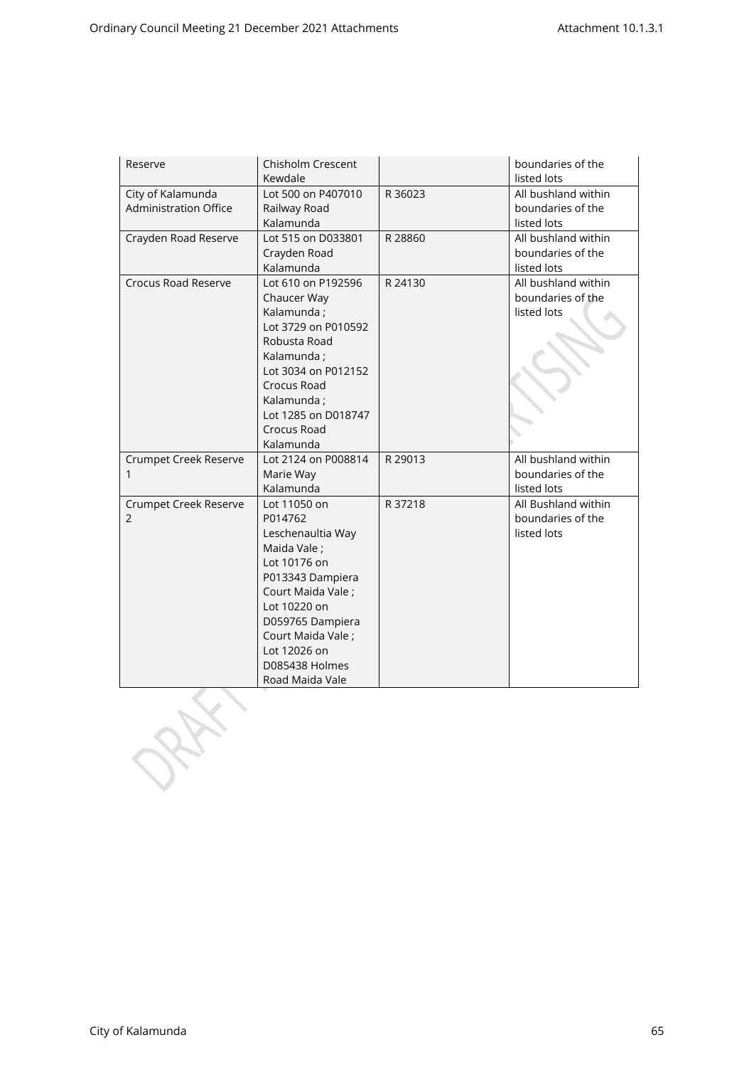| Reserve | Chisholm Crescent Kewdale | | boundaries of the listed lots |
|---|---|---|---|
| City of Kalamunda Administration Office | Lot 500 on P407010 Railway Road Kalamunda | R 36023 | All bushland within boundaries of the listed lots |
| Crayden Road Reserve | Lot 515 on D033801 Crayden Road Kalamunda | R 28860 | All bushland within boundaries of the listed lots |
| Crocus Road Reserve | Lot 610 on P192596 Chaucer Way Kalamunda ; Lot 3729 on P010592 Robusta Road Kalamunda ; Lot 3034 on P012152 Crocus Road Kalamunda ; Lot 1285 on D018747 Crocus Road Kalamunda | R 24130 | All bushland within boundaries of the listed lots |
| Crumpet Creek Reserve 1 | Lot 2124 on P008814 Marie Way Kalamunda | R 29013 | All bushland within boundaries of the listed lots |
| Crumpet Creek Reserve 2 | Lot 11050 on P014762 Leschenaultia Way Maida Vale ; Lot 10176 on P013343 Dampiera Court Maida Vale ; Lot 10220 on D059765 Dampiera Court Maida Vale ; Lot 12026 on D085438 Holmes Road Maida Vale | R 37218 | All Bushland within boundaries of the listed lots |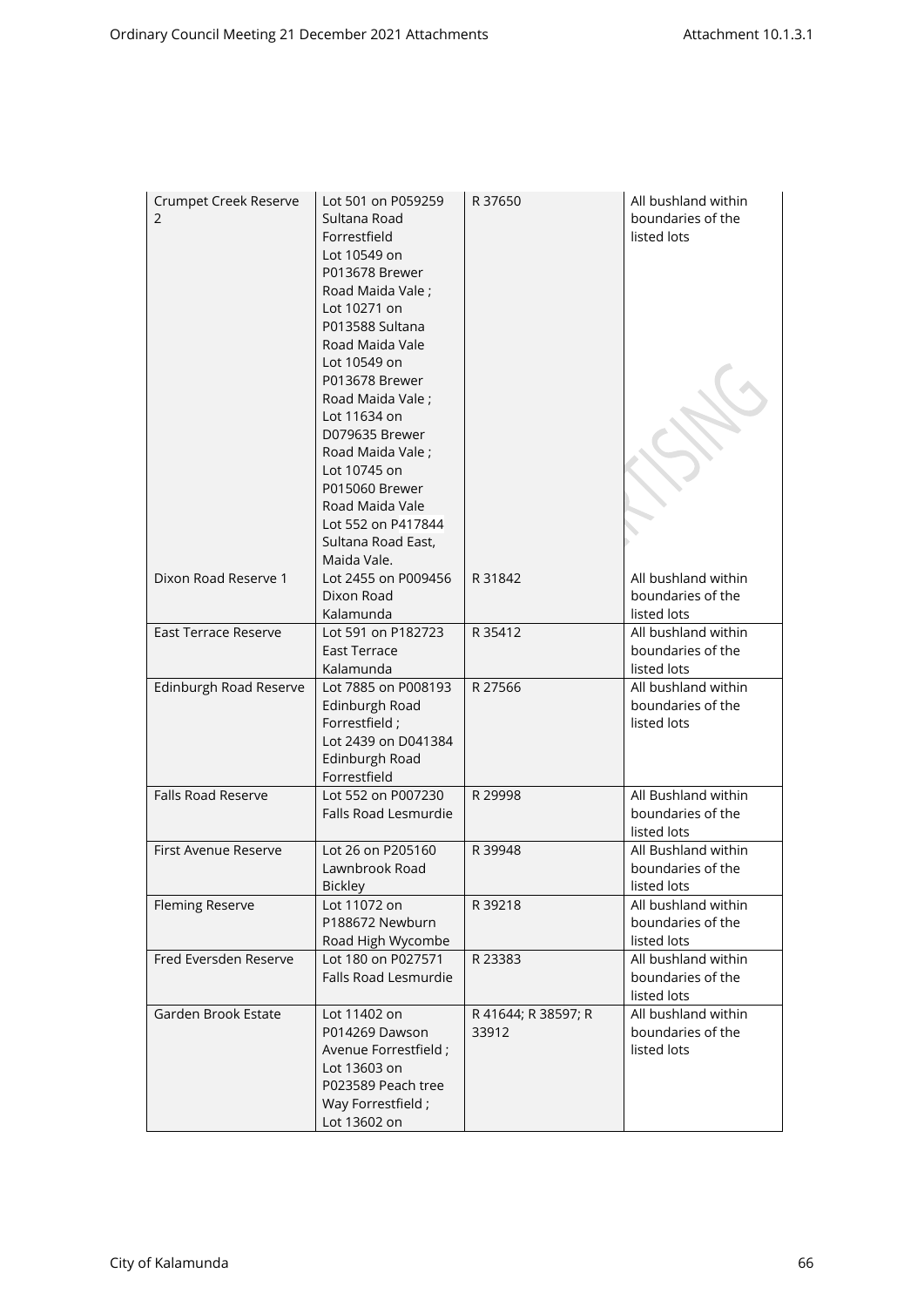| Crumpet Creek Reserve 2 | Lot 501 on P059259 Sultana Road Forrestfield Lot 10549 on P013678 Brewer Road Maida Vale ; Lot 10271 on P013588 Sultana Road Maida Vale Lot 10549 on P013678 Brewer Road Maida Vale ; Lot 11634 on D079635 Brewer Road Maida Vale ; Lot 10745 on P015060 Brewer Road Maida Vale Lot 552 on P417844 Sultana Road East, Maida Vale. | R 37650 | All bushland within boundaries of the listed lots |
|---|---|---|---|
| Dixon Road Reserve 1 | Lot 2455 on P009456 Dixon Road Kalamunda | R 31842 | All bushland within boundaries of the listed lots |
| East Terrace Reserve | Lot 591 on P182723 East Terrace Kalamunda | R 35412 | All bushland within boundaries of the listed lots |
| Edinburgh Road Reserve | Lot 7885 on P008193 Edinburgh Road Forrestfield ; Lot 2439 on D041384 Edinburgh Road Forrestfield | R 27566 | All bushland within boundaries of the listed lots |
| Falls Road Reserve | Lot 552 on P007230 Falls Road Lesmurdie | R 29998 | All Bushland within boundaries of the listed lots |
| First Avenue Reserve | Lot 26 on P205160 Lawnbrook Road Bickley | R 39948 | All Bushland within boundaries of the listed lots |
| Fleming Reserve | Lot 11072 on P188672 Newburn Road High Wycombe | R 39218 | All bushland within boundaries of the listed lots |
| Fred Eversden Reserve | Lot 180 on P027571 Falls Road Lesmurdie | R 23383 | All bushland within boundaries of the listed lots |
| Garden Brook Estate | Lot 11402 on P014269 Dawson Avenue Forrestfield ; Lot 13603 on P023589 Peach tree Way Forrestfield ; Lot 13602 on | R 41644; R 38597; R 33912 | All bushland within boundaries of the listed lots |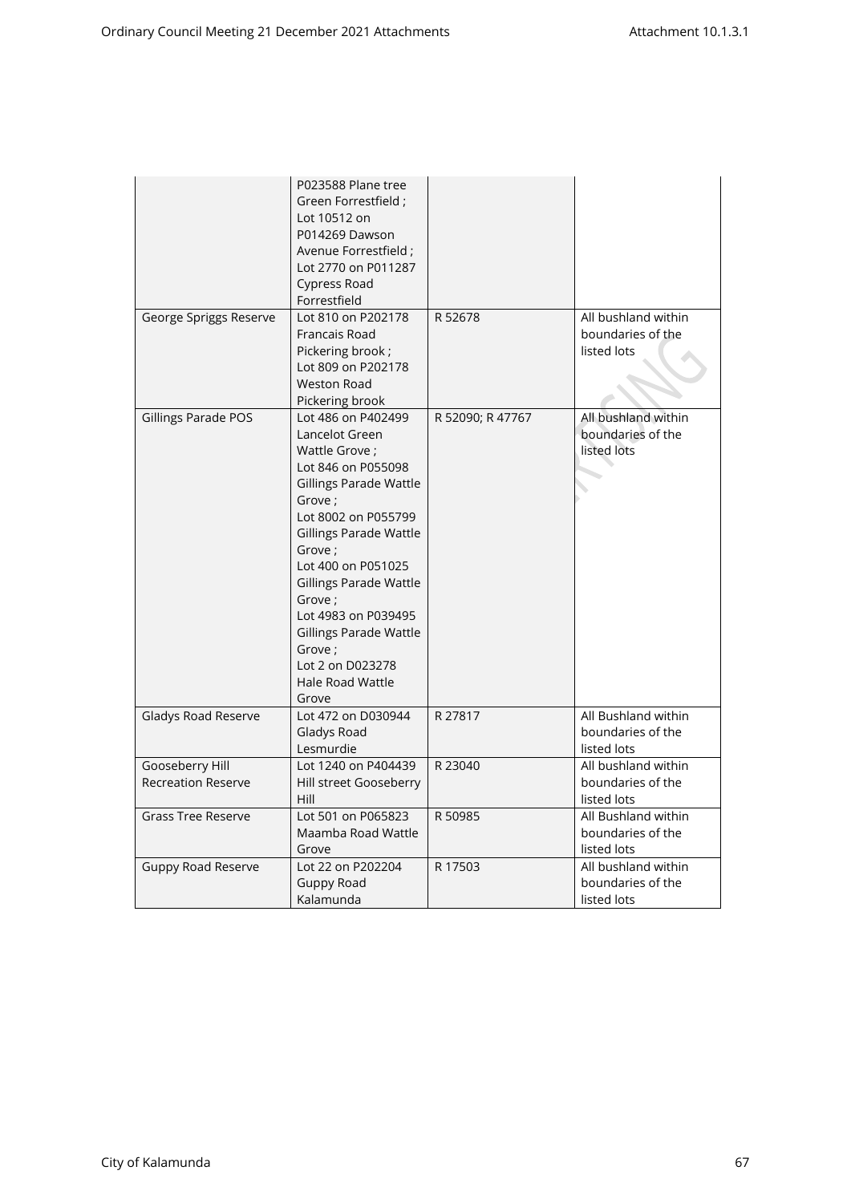| | | | |
|---|---|---|---|
| | P023588 Plane tree Green Forrestfield ; Lot 10512 on P014269 Dawson Avenue Forrestfield ; Lot 2770 on P011287 Cypress Road Forrestfield | | |
| George Spriggs Reserve | Lot 810 on P202178 Francais Road Pickering brook ; Lot 809 on P202178 Weston Road Pickering brook | R 52678 | All bushland within boundaries of the listed lots |
| Gillings Parade POS | Lot 486 on P402499 Lancelot Green Wattle Grove ; Lot 846 on P055098 Gillings Parade Wattle Grove ; Lot 8002 on P055799 Gillings Parade Wattle Grove ; Lot 400 on P051025 Gillings Parade Wattle Grove ; Lot 4983 on P039495 Gillings Parade Wattle Grove ; Lot 2 on D023278 Hale Road Wattle Grove | R 52090; R 47767 | All bushland within boundaries of the listed lots |
| Gladys Road Reserve | Lot 472 on D030944 Gladys Road Lesmurdie | R 27817 | All Bushland within boundaries of the listed lots |
| Gooseberry Hill Recreation Reserve | Lot 1240 on P404439 Hill street Gooseberry Hill | R 23040 | All bushland within boundaries of the listed lots |
| Grass Tree Reserve | Lot 501 on P065823 Maamba Road Wattle Grove | R 50985 | All Bushland within boundaries of the listed lots |
| Guppy Road Reserve | Lot 22 on P202204 Guppy Road Kalamunda | R 17503 | All bushland within boundaries of the listed lots |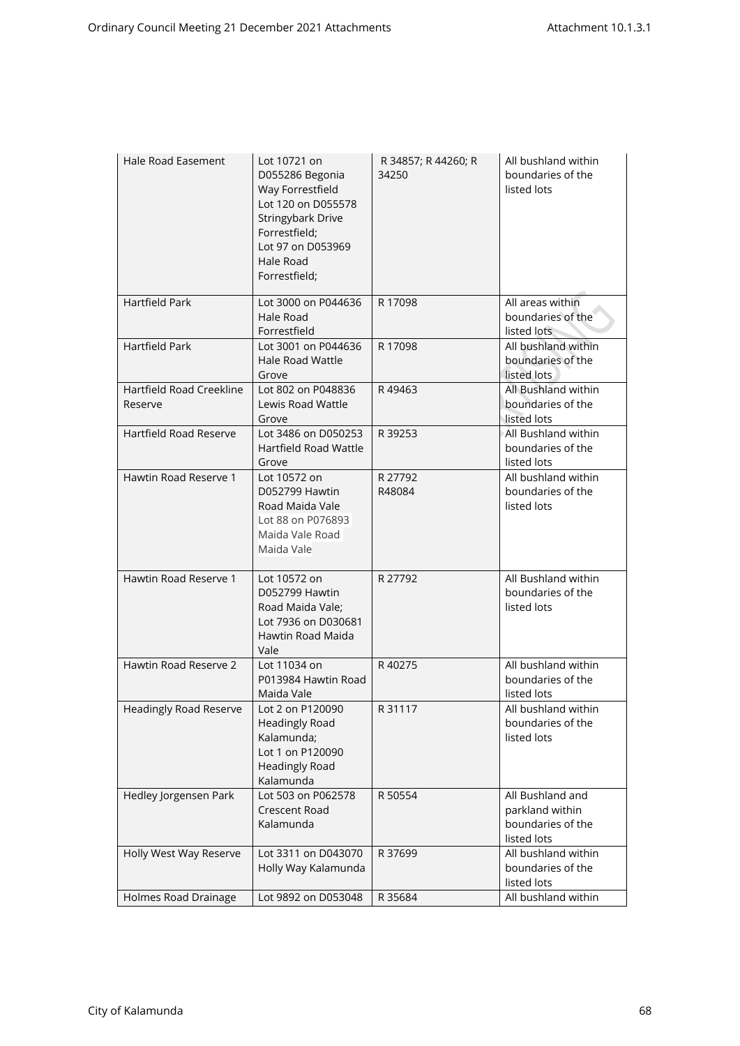| Hale Road Easement | Lot 10721 on D055286 Begonia Way Forrestfield<br>Lot 120 on D055578 Stringybark Drive Forrestfield;<br>Lot 97 on D053969 Hale Road Forrestfield; | R 34857; R 44260; R 34250 | All bushland within boundaries of the listed lots |
|---|---|---|---|
| Hartfield Park | Lot 3000 on P044636 Hale Road Forrestfield | R 17098 | All areas within boundaries of the listed lots |
| Hartfield Park | Lot 3001 on P044636 Hale Road Wattle Grove | R 17098 | All bushland within boundaries of the listed lots |
| Hartfield Road Creekline Reserve | Lot 802 on P048836 Lewis Road Wattle Grove | R 49463 | All Bushland within boundaries of the listed lots |
| Hartfield Road Reserve | Lot 3486 on D050253 Hartfield Road Wattle Grove | R 39253 | All Bushland within boundaries of the listed lots |
| Hawtin Road Reserve 1 | Lot 10572 on D052799 Hawtin Road Maida Vale<br>Lot 88 on P076893 Maida Vale Road Maida Vale | R 27792<br>R48084 | All bushland within boundaries of the listed lots |
| Hawtin Road Reserve 1 | Lot 10572 on D052799 Hawtin Road Maida Vale;<br>Lot 7936 on D030681 Hawtin Road Maida Vale | R 27792 | All Bushland within boundaries of the listed lots |
| Hawtin Road Reserve 2 | Lot 11034 on P013984 Hawtin Road Maida Vale | R 40275 | All bushland within boundaries of the listed lots |
| Headingly Road Reserve | Lot 2 on P120090 Headingly Road Kalamunda;<br>Lot 1 on P120090 Headingly Road Kalamunda | R 31117 | All bushland within boundaries of the listed lots |
| Hedley Jorgensen Park | Lot 503 on P062578 Crescent Road Kalamunda | R 50554 | All Bushland and parkland within boundaries of the listed lots |
| Holly West Way Reserve | Lot 3311 on D043070 Holly Way Kalamunda | R 37699 | All bushland within boundaries of the listed lots |
| Holmes Road Drainage | Lot 9892 on D053048 | R 35684 | All bushland within |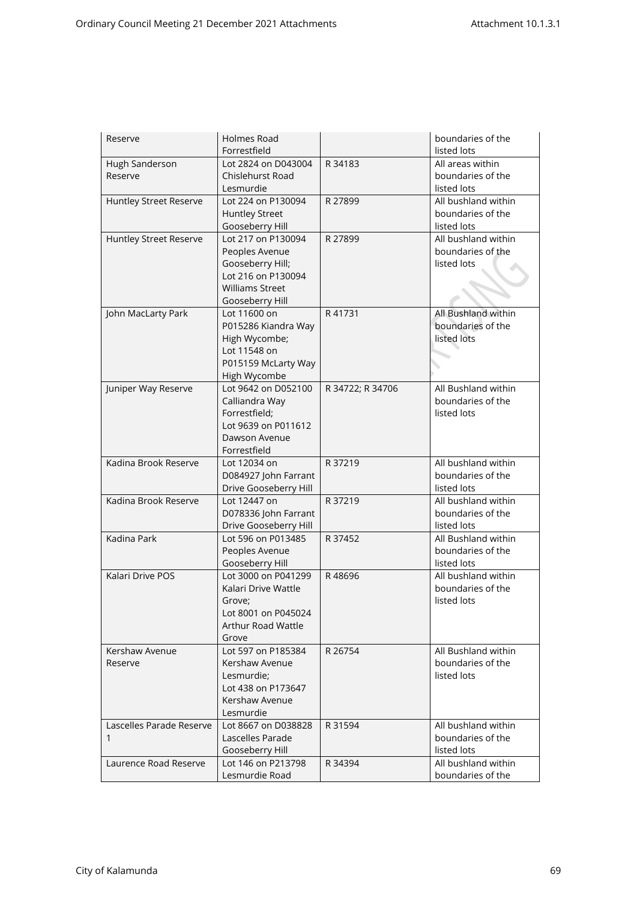| Reserve | Holmes Road Forrestfield | | boundaries of the listed lots |
|---|---|---|---|
| Hugh Sanderson Reserve | Lot 2824 on D043004 Chislehurst Road Lesmurdie | R 34183 | All areas within boundaries of the listed lots |
| Huntley Street Reserve | Lot 224 on P130094 Huntley Street Gooseberry Hill | R 27899 | All bushland within boundaries of the listed lots |
| Huntley Street Reserve | Lot 217 on P130094 Peoples Avenue Gooseberry Hill; Lot 216 on P130094 Williams Street Gooseberry Hill | R 27899 | All bushland within boundaries of the listed lots |
| John MacLarty Park | Lot 11600 on P015286 Kiandra Way High Wycombe; Lot 11548 on P015159 McLarty Way High Wycombe | R 41731 | All Bushland within boundaries of the listed lots |
| Juniper Way Reserve | Lot 9642 on D052100 Calliandra Way Forrestfield; Lot 9639 on P011612 Dawson Avenue Forrestfield | R 34722; R 34706 | All Bushland within boundaries of the listed lots |
| Kadina Brook Reserve | Lot 12034 on D084927 John Farrant Drive Gooseberry Hill | R 37219 | All bushland within boundaries of the listed lots |
| Kadina Brook Reserve | Lot 12447 on D078336 John Farrant Drive Gooseberry Hill | R 37219 | All bushland within boundaries of the listed lots |
| Kadina Park | Lot 596 on P013485 Peoples Avenue Gooseberry Hill | R 37452 | All Bushland within boundaries of the listed lots |
| Kalari Drive POS | Lot 3000 on P041299 Kalari Drive Wattle Grove; Lot 8001 on P045024 Arthur Road Wattle Grove | R 48696 | All bushland within boundaries of the listed lots |
| Kershaw Avenue Reserve | Lot 597 on P185384 Kershaw Avenue Lesmurdie; Lot 438 on P173647 Kershaw Avenue Lesmurdie | R 26754 | All Bushland within boundaries of the listed lots |
| Lascelles Parade Reserve 1 | Lot 8667 on D038828 Lascelles Parade Gooseberry Hill | R 31594 | All bushland within boundaries of the listed lots |
| Laurence Road Reserve | Lot 146 on P213798 Lesmurdie Road | R 34394 | All bushland within boundaries of the |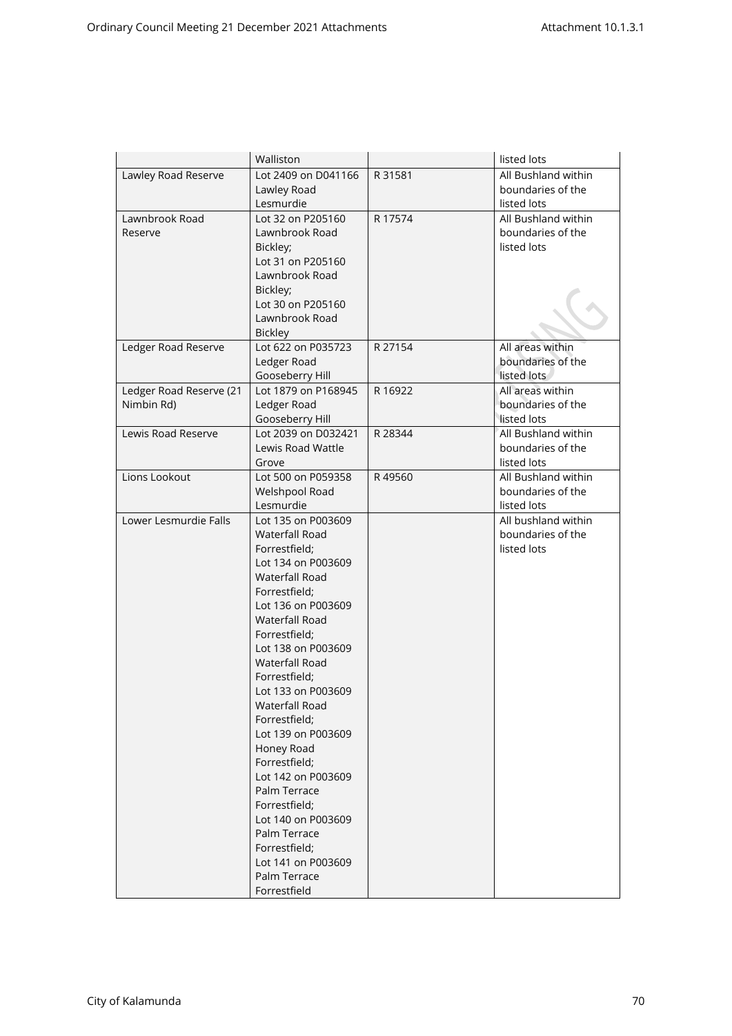| | Walliston | | listed lots |
|---|---|---|---|
| Lawley Road Reserve | Lot 2409 on D041166 Lawley Road Lesmurdie | R 31581 | All Bushland within boundaries of the listed lots |
| Lawnbrook Road Reserve | Lot 32 on P205160 Lawnbrook Road Bickley; Lot 31 on P205160 Lawnbrook Road Bickley; Lot 30 on P205160 Lawnbrook Road Bickley | R 17574 | All Bushland within boundaries of the listed lots |
| Ledger Road Reserve | Lot 622 on P035723 Ledger Road Gooseberry Hill | R 27154 | All areas within boundaries of the listed lots |
| Ledger Road Reserve (21 Nimbin Rd) | Lot 1879 on P168945 Ledger Road Gooseberry Hill | R 16922 | All areas within boundaries of the listed lots |
| Lewis Road Reserve | Lot 2039 on D032421 Lewis Road Wattle Grove | R 28344 | All Bushland within boundaries of the listed lots |
| Lions Lookout | Lot 500 on P059358 Welshpool Road Lesmurdie | R 49560 | All Bushland within boundaries of the listed lots |
| Lower Lesmurdie Falls | Lot 135 on P003609 Waterfall Road Forrestfield; Lot 134 on P003609 Waterfall Road Forrestfield; Lot 136 on P003609 Waterfall Road Forrestfield; Lot 138 on P003609 Waterfall Road Forrestfield; Lot 133 on P003609 Waterfall Road Forrestfield; Lot 139 on P003609 Honey Road Forrestfield; Lot 142 on P003609 Palm Terrace Forrestfield; Lot 140 on P003609 Palm Terrace Forrestfield; Lot 141 on P003609 Palm Terrace Forrestfield | | All bushland within boundaries of the listed lots |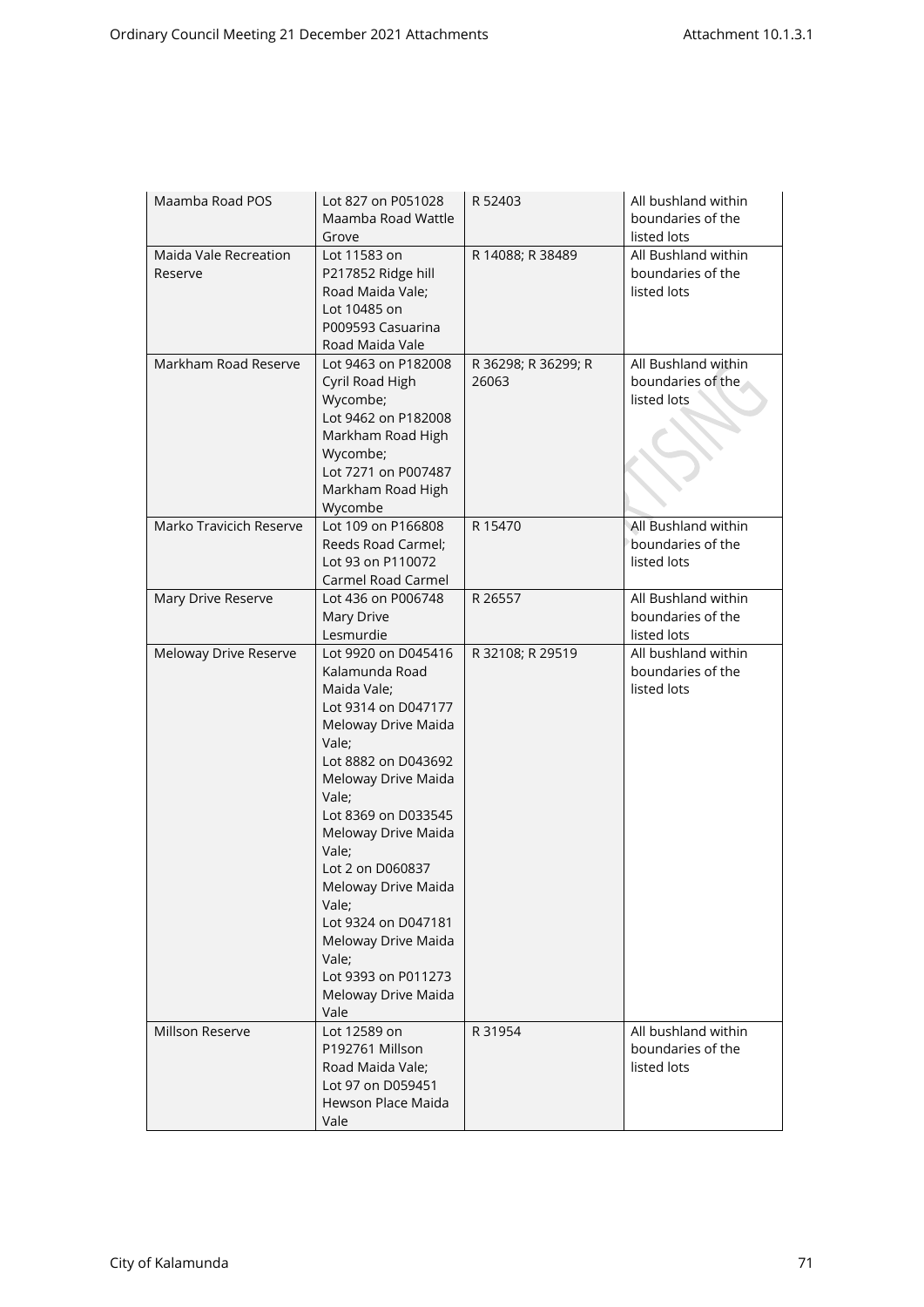| Maamba Road POS | Lot 827 on P051028 Maamba Road Wattle Grove | R 52403 | All bushland within boundaries of the listed lots |
|---|---|---|---|
| Maida Vale Recreation Reserve | Lot 11583 on P217852 Ridge hill Road Maida Vale; Lot 10485 on P009593 Casuarina Road Maida Vale | R 14088; R 38489 | All Bushland within boundaries of the listed lots |
| Markham Road Reserve | Lot 9463 on P182008 Cyril Road High Wycombe; Lot 9462 on P182008 Markham Road High Wycombe; Lot 7271 on P007487 Markham Road High Wycombe | R 36298; R 36299; R 26063 | All Bushland within boundaries of the listed lots |
| Marko Travicich Reserve | Lot 109 on P166808 Reeds Road Carmel; Lot 93 on P110072 Carmel Road Carmel | R 15470 | All Bushland within boundaries of the listed lots |
| Mary Drive Reserve | Lot 436 on P006748 Mary Drive Lesmurdie | R 26557 | All Bushland within boundaries of the listed lots |
| Meloway Drive Reserve | Lot 9920 on D045416 Kalamunda Road Maida Vale; Lot 9314 on D047177 Meloway Drive Maida Vale; Lot 8882 on D043692 Meloway Drive Maida Vale; Lot 8369 on D033545 Meloway Drive Maida Vale; Lot 2 on D060837 Meloway Drive Maida Vale; Lot 9324 on D047181 Meloway Drive Maida Vale; Lot 9393 on P011273 Meloway Drive Maida Vale | R 32108; R 29519 | All bushland within boundaries of the listed lots |
| Millson Reserve | Lot 12589 on P192761 Millson Road Maida Vale; Lot 97 on D059451 Hewson Place Maida Vale | R 31954 | All bushland within boundaries of the listed lots |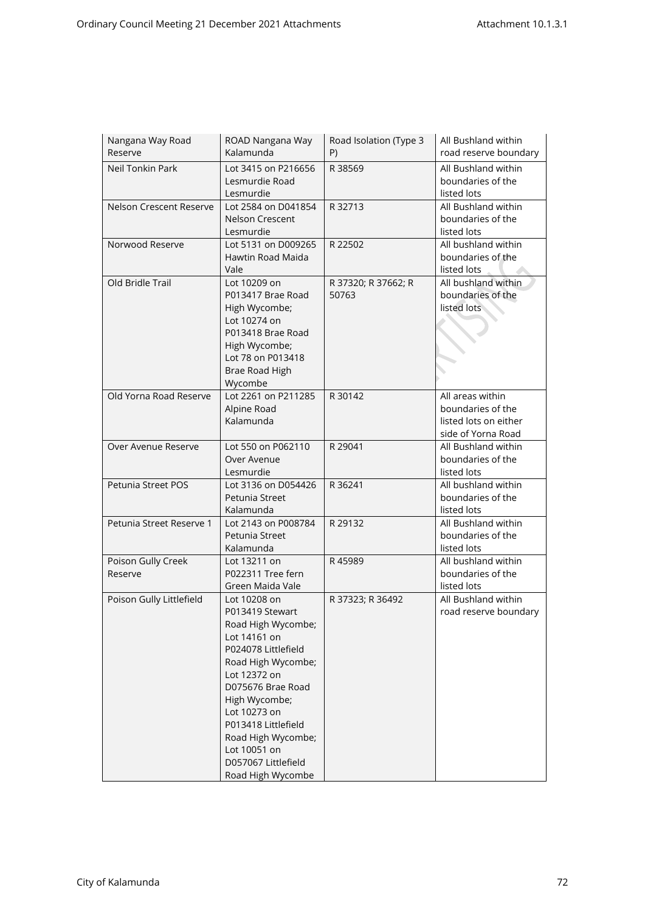| Nangana Way Road Reserve | ROAD Nangana Way Kalamunda | Road Isolation (Type 3 P) | All Bushland within road reserve boundary |
|---|---|---|---|
| Neil Tonkin Park | Lot 3415 on P216656 Lesmurdie Road Lesmurdie | R 38569 | All Bushland within boundaries of the listed lots |
| Nelson Crescent Reserve | Lot 2584 on D041854 Nelson Crescent Lesmurdie | R 32713 | All Bushland within boundaries of the listed lots |
| Norwood Reserve | Lot 5131 on D009265 Hawtin Road Maida Vale | R 22502 | All bushland within boundaries of the listed lots |
| Old Bridle Trail | Lot 10209 on P013417 Brae Road High Wycombe; Lot 10274 on P013418 Brae Road High Wycombe; Lot 78 on P013418 Brae Road High Wycombe | R 37320; R 37662; R 50763 | All bushland within boundaries of the listed lots |
| Old Yorna Road Reserve | Lot 2261 on P211285 Alpine Road Kalamunda | R 30142 | All areas within boundaries of the listed lots on either side of Yorna Road |
| Over Avenue Reserve | Lot 550 on P062110 Over Avenue Lesmurdie | R 29041 | All Bushland within boundaries of the listed lots |
| Petunia Street POS | Lot 3136 on D054426 Petunia Street Kalamunda | R 36241 | All bushland within boundaries of the listed lots |
| Petunia Street Reserve 1 | Lot 2143 on P008784 Petunia Street Kalamunda | R 29132 | All Bushland within boundaries of the listed lots |
| Poison Gully Creek Reserve | Lot 13211 on P022311 Tree fern Green Maida Vale | R 45989 | All bushland within boundaries of the listed lots |
| Poison Gully Littlefield | Lot 10208 on P013419 Stewart Road High Wycombe; Lot 14161 on P024078 Littlefield Road High Wycombe; Lot 12372 on D075676 Brae Road High Wycombe; Lot 10273 on P013418 Littlefield Road High Wycombe; Lot 10051 on D057067 Littlefield Road High Wycombe | R 37323; R 36492 | All Bushland within road reserve boundary |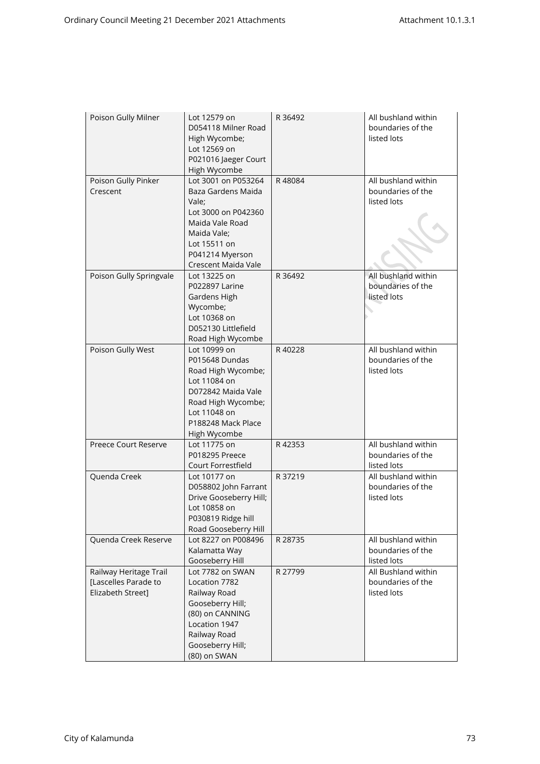| Poison Gully Milner | Lot 12579 on D054118 Milner Road High Wycombe; Lot 12569 on P021016 Jaeger Court High Wycombe | R 36492 | All bushland within boundaries of the listed lots |
|---|---|---|---|
| Poison Gully Pinker Crescent | Lot 3001 on P053264 Baza Gardens Maida Vale; Lot 3000 on P042360 Maida Vale Road Maida Vale; Lot 15511 on P041214 Myerson Crescent Maida Vale | R 48084 | All bushland within boundaries of the listed lots |
| Poison Gully Springvale | Lot 13225 on P022897 Larine Gardens High Wycombe; Lot 10368 on D052130 Littlefield Road High Wycombe | R 36492 | All bushland within boundaries of the listed lots |
| Poison Gully West | Lot 10999 on P015648 Dundas Road High Wycombe; Lot 11084 on D072842 Maida Vale Road High Wycombe; Lot 11048 on P188248 Mack Place High Wycombe | R 40228 | All bushland within boundaries of the listed lots |
| Preece Court Reserve | Lot 11775 on P018295 Preece Court Forrestfield | R 42353 | All bushland within boundaries of the listed lots |
| Quenda Creek | Lot 10177 on D058802 John Farrant Drive Gooseberry Hill; Lot 10858 on P030819 Ridge hill Road Gooseberry Hill | R 37219 | All bushland within boundaries of the listed lots |
| Quenda Creek Reserve | Lot 8227 on P008496 Kalamatta Way Gooseberry Hill | R 28735 | All bushland within boundaries of the listed lots |
| Railway Heritage Trail [Lascelles Parade to Elizabeth Street] | Lot 7782 on SWAN Location 7782 Railway Road Gooseberry Hill; (80) on CANNING Location 1947 Railway Road Gooseberry Hill; (80) on SWAN | R 27799 | All Bushland within boundaries of the listed lots |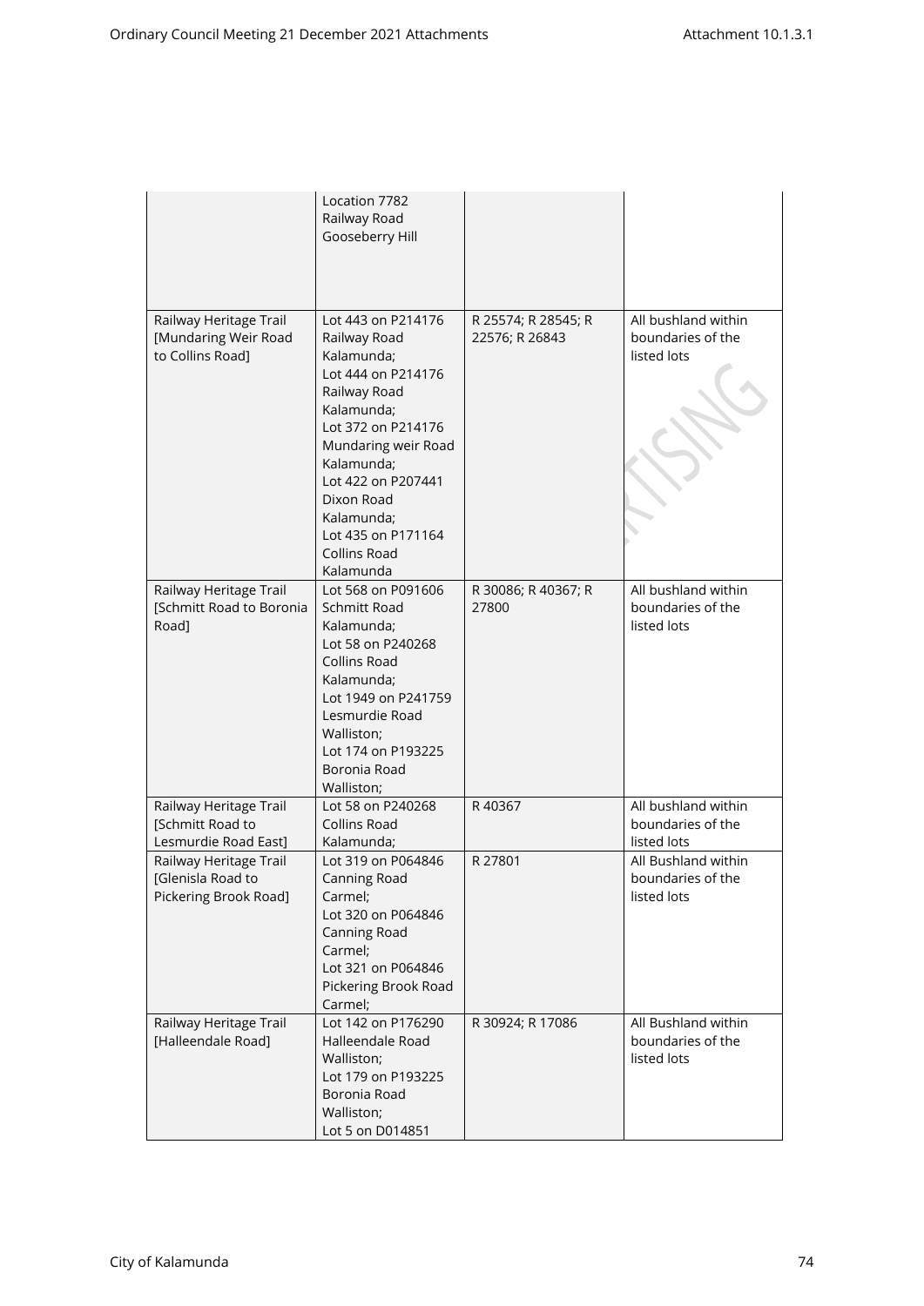| | Location 7782 Railway Road Gooseberry Hill | | |
|---|---|---|---|
| Railway Heritage Trail [Mundaring Weir Road to Collins Road] | Lot 443 on P214176 Railway Road Kalamunda; Lot 444 on P214176 Railway Road Kalamunda; Lot 372 on P214176 Mundaring weir Road Kalamunda; Lot 422 on P207441 Dixon Road Kalamunda; Lot 435 on P171164 Collins Road Kalamunda | R 25574; R 28545; R 22576; R 26843 | All bushland within boundaries of the listed lots |
| Railway Heritage Trail [Schmitt Road to Boronia Road] | Lot 568 on P091606 Schmitt Road Kalamunda; Lot 58 on P240268 Collins Road Kalamunda; Lot 1949 on P241759 Lesmurdie Road Walliston; Lot 174 on P193225 Boronia Road Walliston; | R 30086; R 40367; R 27800 | All bushland within boundaries of the listed lots |
| Railway Heritage Trail [Schmitt Road to Lesmurdie Road East] | Lot 58 on P240268 Collins Road Kalamunda; | R 40367 | All bushland within boundaries of the listed lots |
| Railway Heritage Trail [Glenisla Road to Pickering Brook Road] | Lot 319 on P064846 Canning Road Carmel; Lot 320 on P064846 Canning Road Carmel; Lot 321 on P064846 Pickering Brook Road Carmel; | R 27801 | All Bushland within boundaries of the listed lots |
| Railway Heritage Trail [Halleendale Road] | Lot 142 on P176290 Halleendale Road Walliston; Lot 179 on P193225 Boronia Road Walliston; Lot 5 on D014851 | R 30924; R 17086 | All Bushland within boundaries of the listed lots |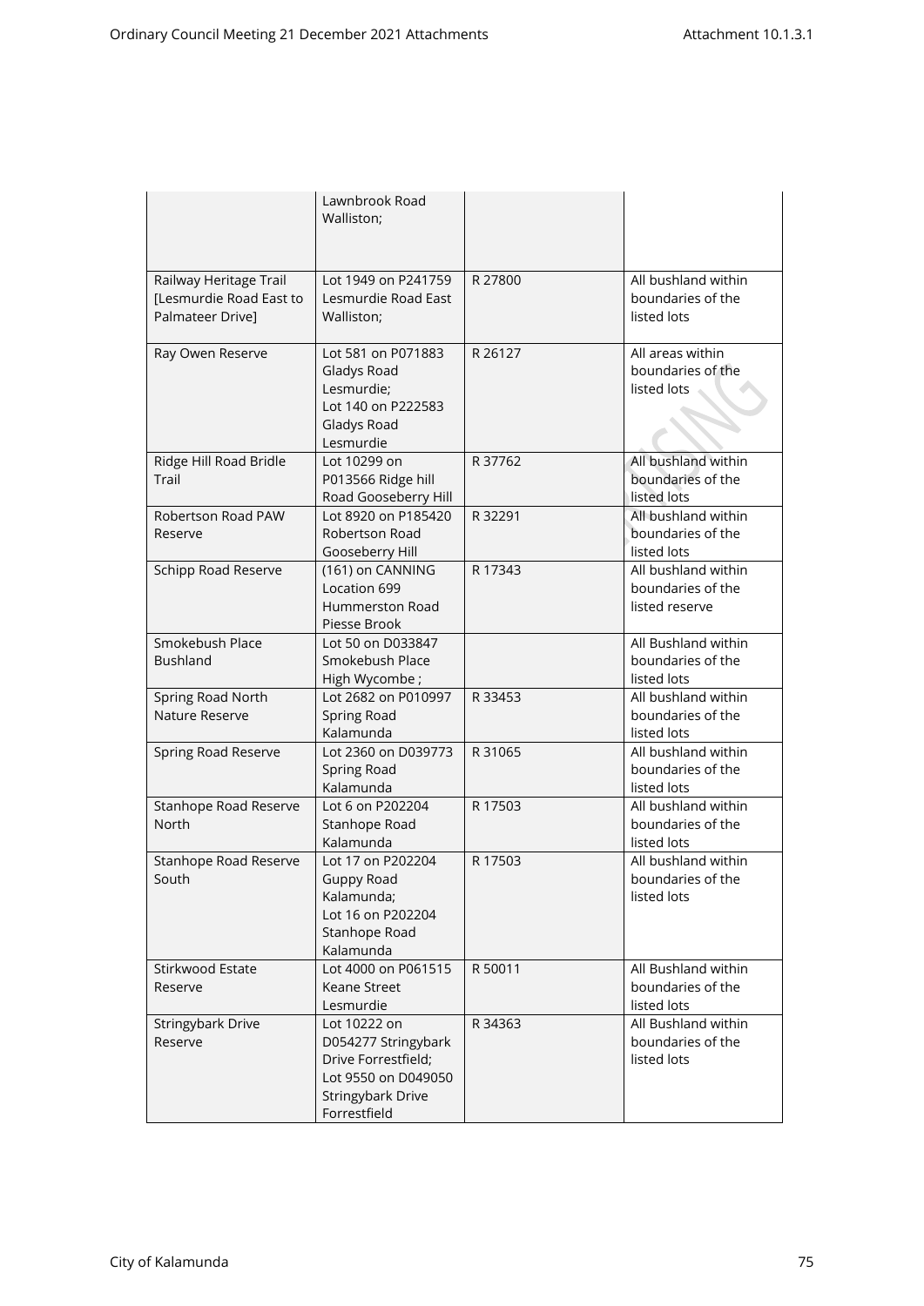| | Lawnbrook Road Walliston; | | |
|---|---|---|---|
| Railway Heritage Trail [Lesmurdie Road East to Palmateer Drive] | Lot 1949 on P241759 Lesmurdie Road East Walliston; | R 27800 | All bushland within boundaries of the listed lots |
| Ray Owen Reserve | Lot 581 on P071883 Gladys Road Lesmurdie; Lot 140 on P222583 Gladys Road Lesmurdie | R 26127 | All areas within boundaries of the listed lots |
| Ridge Hill Road Bridle Trail | Lot 10299 on P013566 Ridge hill Road Gooseberry Hill | R 37762 | All bushland within boundaries of the listed lots |
| Robertson Road PAW Reserve | Lot 8920 on P185420 Robertson Road Gooseberry Hill | R 32291 | All bushland within boundaries of the listed lots |
| Schipp Road Reserve | (161) on CANNING Location 699 Hummerston Road Piesse Brook | R 17343 | All bushland within boundaries of the listed reserve |
| Smokebush Place Bushland | Lot 50 on D033847 Smokebush Place High Wycombe ; | | All Bushland within boundaries of the listed lots |
| Spring Road North Nature Reserve | Lot 2682 on P010997 Spring Road Kalamunda | R 33453 | All bushland within boundaries of the listed lots |
| Spring Road Reserve | Lot 2360 on D039773 Spring Road Kalamunda | R 31065 | All bushland within boundaries of the listed lots |
| Stanhope Road Reserve North | Lot 6 on P202204 Stanhope Road Kalamunda | R 17503 | All bushland within boundaries of the listed lots |
| Stanhope Road Reserve South | Lot 17 on P202204 Guppy Road Kalamunda; Lot 16 on P202204 Stanhope Road Kalamunda | R 17503 | All bushland within boundaries of the listed lots |
| Stirkwood Estate Reserve | Lot 4000 on P061515 Keane Street Lesmurdie | R 50011 | All Bushland within boundaries of the listed lots |
| Stringybark Drive Reserve | Lot 10222 on D054277 Stringybark Drive Forrestfield; Lot 9550 on D049050 Stringybark Drive Forrestfield | R 34363 | All Bushland within boundaries of the listed lots |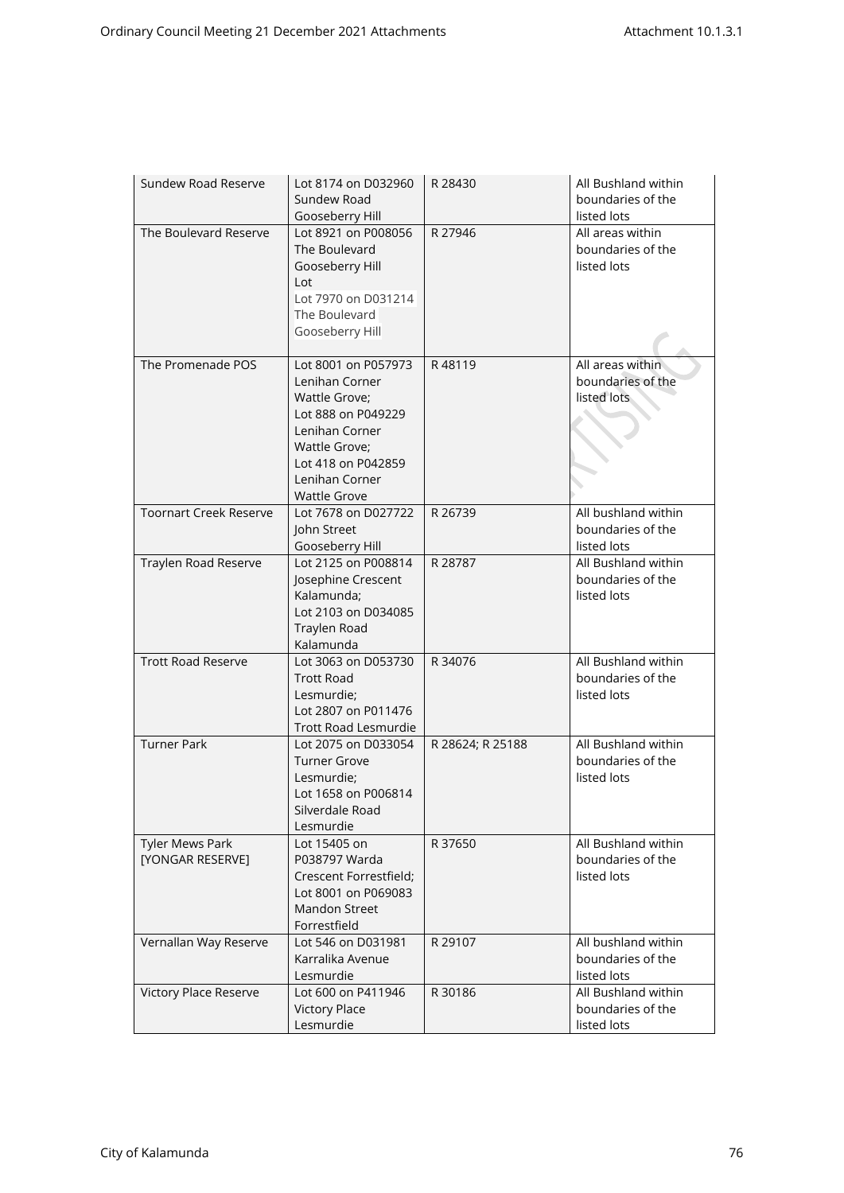| Sundew Road Reserve | Lot 8174 on D032960 Sundew Road Gooseberry Hill | R 28430 | All Bushland within boundaries of the listed lots |
|---|---|---|---|
| The Boulevard Reserve | Lot 8921 on P008056 The Boulevard Gooseberry Hill Lot Lot 7970 on D031214 The Boulevard Gooseberry Hill | R 27946 | All areas within boundaries of the listed lots |
| The Promenade POS | Lot 8001 on P057973 Lenihan Corner Wattle Grove; Lot 888 on P049229 Lenihan Corner Wattle Grove; Lot 418 on P042859 Lenihan Corner Wattle Grove | R 48119 | All areas within boundaries of the listed lots |
| Toornart Creek Reserve | Lot 7678 on D027722 John Street Gooseberry Hill | R 26739 | All bushland within boundaries of the listed lots |
| Traylen Road Reserve | Lot 2125 on P008814 Josephine Crescent Kalamunda; Lot 2103 on D034085 Traylen Road Kalamunda | R 28787 | All Bushland within boundaries of the listed lots |
| Trott Road Reserve | Lot 3063 on D053730 Trott Road Lesmurdie; Lot 2807 on P011476 Trott Road Lesmurdie | R 34076 | All Bushland within boundaries of the listed lots |
| Turner Park | Lot 2075 on D033054 Turner Grove Lesmurdie; Lot 1658 on P006814 Silverdale Road Lesmurdie | R 28624; R 25188 | All Bushland within boundaries of the listed lots |
| Tyler Mews Park [YONGAR RESERVE] | Lot 15405 on P038797 Warda Crescent Forrestfield; Lot 8001 on P069083 Mandon Street Forrestfield | R 37650 | All Bushland within boundaries of the listed lots |
| Vernallan Way Reserve | Lot 546 on D031981 Karralika Avenue Lesmurdie | R 29107 | All bushland within boundaries of the listed lots |
| Victory Place Reserve | Lot 600 on P411946 Victory Place Lesmurdie | R 30186 | All Bushland within boundaries of the listed lots |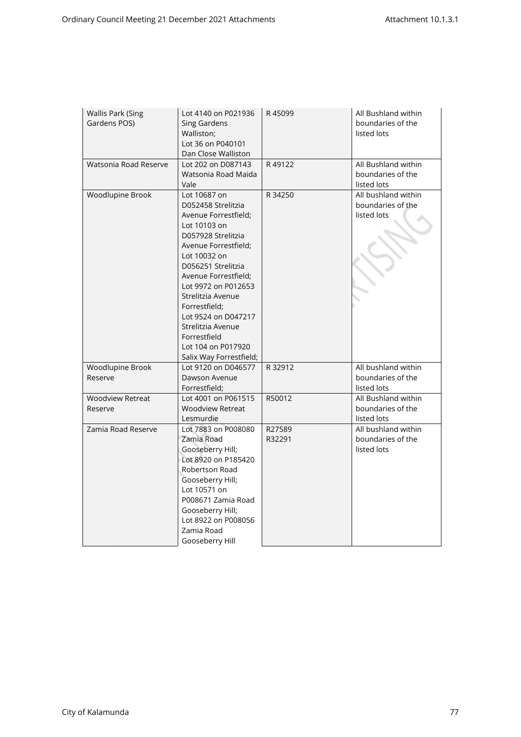| Wallis Park (Sing Gardens POS) | Lot 4140 on P021936 Sing Gardens Walliston; Lot 36 on P040101 Dan Close Walliston | R 45099 | All Bushland within boundaries of the listed lots |
|---|---|---|---|
| Watsonia Road Reserve | Lot 202 on D087143 Watsonia Road Maida Vale | R 49122 | All Bushland within boundaries of the listed lots |
| Woodlupine Brook | Lot 10687 on D052458 Strelitzia Avenue Forrestfield; Lot 10103 on D057928 Strelitzia Avenue Forrestfield; Lot 10032 on D056251 Strelitzia Avenue Forrestfield; Lot 9972 on P012653 Strelitzia Avenue Forrestfield; Lot 9524 on D047217 Strelitzia Avenue Forrestfield Lot 104 on P017920 Salix Way Forrestfield; | R 34250 | All bushland within boundaries of the listed lots |
| Woodlupine Brook Reserve | Lot 9120 on D046577 Dawson Avenue Forrestfield; | R 32912 | All bushland within boundaries of the listed lots |
| Woodview Retreat Reserve | Lot 4001 on P061515 Woodview Retreat Lesmurdie | R50012 | All Bushland within boundaries of the listed lots |
| Zamia Road Reserve | Lot 7883 on P008080 Zamia Road Gooseberry Hill; Lot 8920 on P185420 Robertson Road Gooseberry Hill; Lot 10571 on P008671 Zamia Road Gooseberry Hill; Lot 8922 on P008056 Zamia Road Gooseberry Hill | R27589 R32291 | All bushland within boundaries of the listed lots |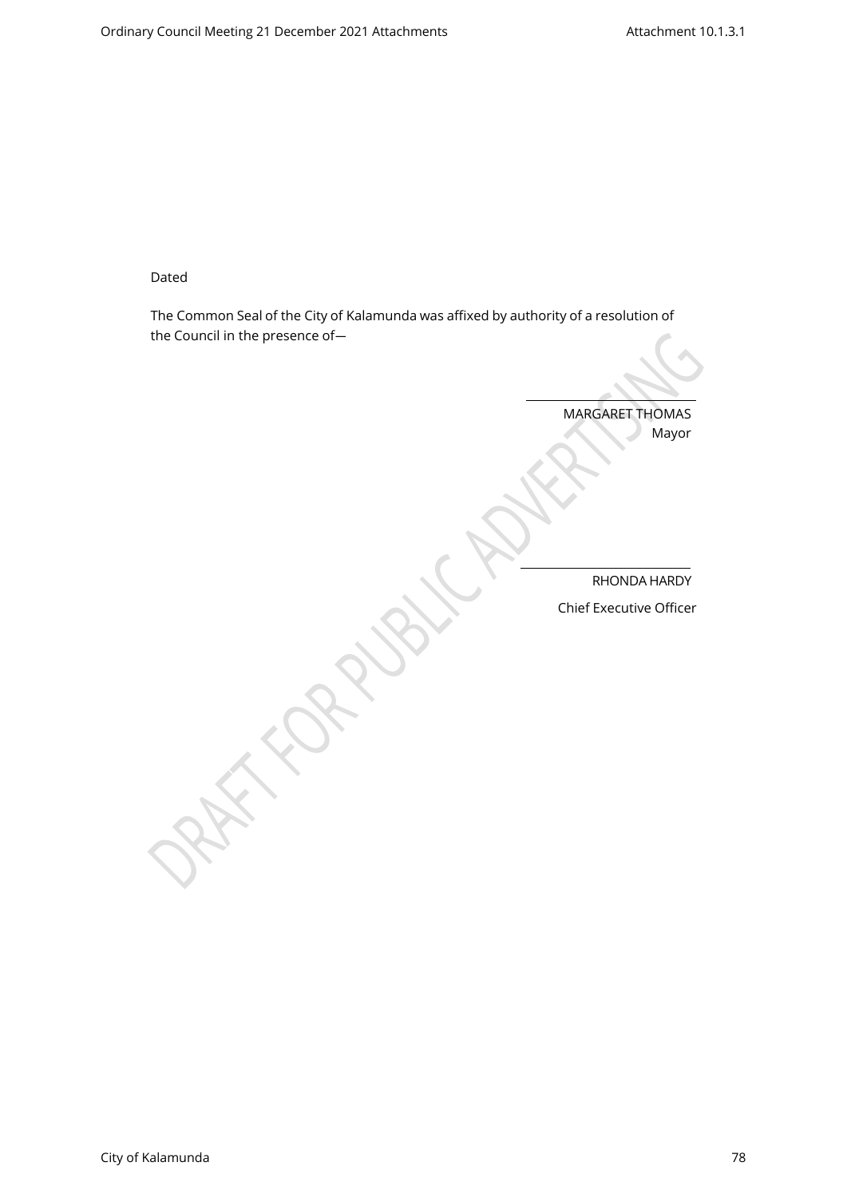Dated

The Common Seal of the City of Kalamunda was affixed by authority of a resolution of the Council in the presence of—

\_\_\_\_\_\_\_\_\_\_\_\_\_\_\_\_\_\_\_\_\_\_\_\_\_\_

MARGARET THOMAS
Mayor

\_\_\_\_\_\_\_\_\_\_\_\_\_\_\_\_\_\_\_\_\_\_\_\_\_\_

RHONDA HARDY
Chief Executive Officer

DRAFT FOR PUBLIC ADVERTISING